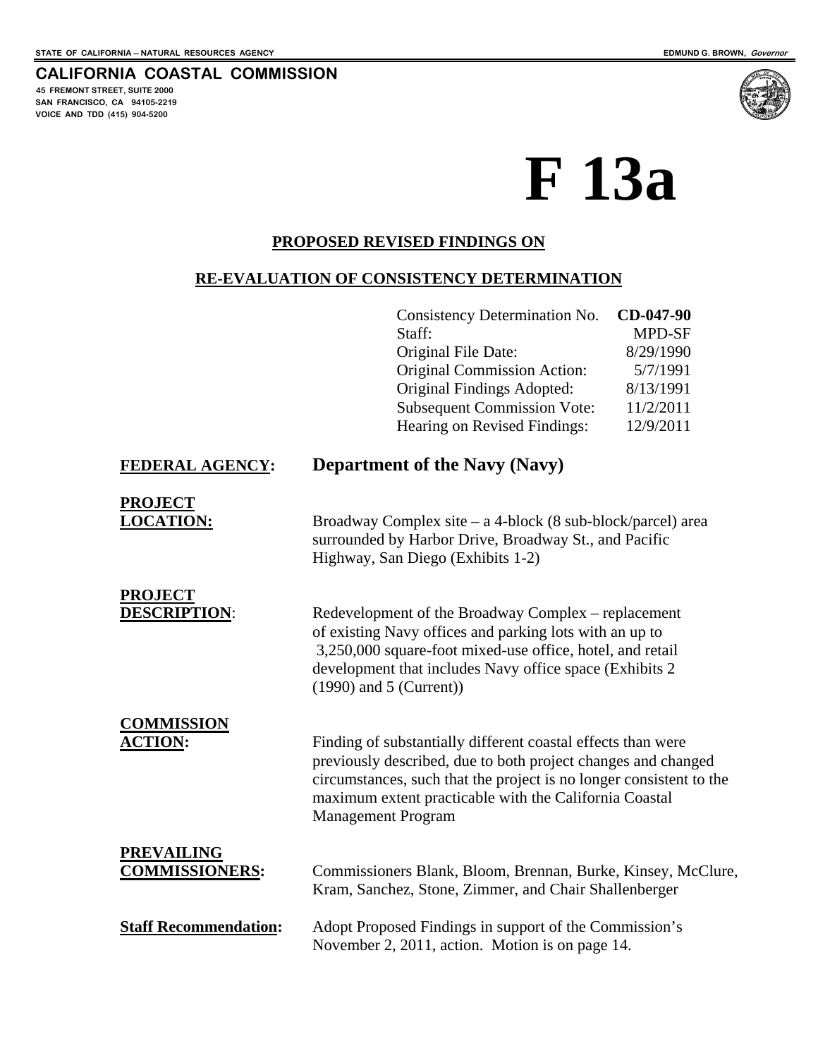STATE OF CALIFORNIA -- NATURAL RESOURCES AGENCY

EDMUND G. BROWN, *Governor*

**CALIFORNIA COASTAL COMMISSION**

45 FREMONT STREET, SUITE 2000
SAN FRANCISCO, CA 94105-2219
VOICE AND TDD (415) 904-5200

# F 13a

## PROPOSED REVISED FINDINGS ON

## RE-EVALUATION OF CONSISTENCY DETERMINATION

| | |
|---|---|
| Consistency Determination No. | **CD-047-90** |
| Staff: | MPD-SF |
| Original File Date: | 8/29/1990 |
| Original Commission Action: | 5/7/1991 |
| Original Findings Adopted: | 8/13/1991 |
| Subsequent Commission Vote: | 11/2/2011 |
| Hearing on Revised Findings: | 12/9/2011 |

**FEDERAL AGENCY:** **Department of the Navy (Navy)**

**PROJECT LOCATION:** Broadway Complex site – a 4-block (8 sub-block/parcel) area surrounded by Harbor Drive, Broadway St., and Pacific Highway, San Diego (Exhibits 1-2)

**PROJECT DESCRIPTION:** Redevelopment of the Broadway Complex – replacement of existing Navy offices and parking lots with an up to 3,250,000 square-foot mixed-use office, hotel, and retail development that includes Navy office space (Exhibits 2 (1990) and 5 (Current))

**COMMISSION ACTION:** Finding of substantially different coastal effects than were previously described, due to both project changes and changed circumstances, such that the project is no longer consistent to the maximum extent practicable with the California Coastal Management Program

**PREVAILING COMMISSIONERS:** Commissioners Blank, Bloom, Brennan, Burke, Kinsey, McClure, Kram, Sanchez, Stone, Zimmer, and Chair Shallenberger

**Staff Recommendation:** Adopt Proposed Findings in support of the Commission's November 2, 2011, action. Motion is on page 14.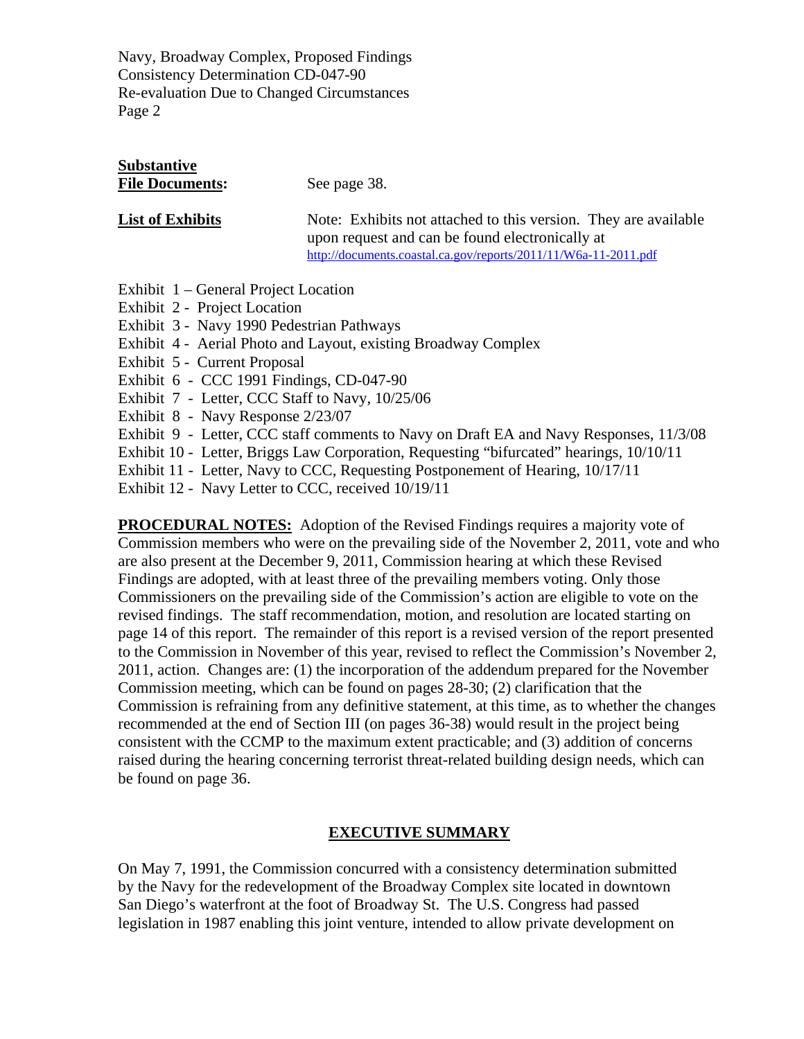**Substantive File Documents:** See page 38.

**List of Exhibits** Note: Exhibits not attached to this version. They are available upon request and can be found electronically at http://documents.coastal.ca.gov/reports/2011/11/W6a-11-2011.pdf

- Exhibit 1 – General Project Location
- Exhibit 2 - Project Location
- Exhibit 3 - Navy 1990 Pedestrian Pathways
- Exhibit 4 - Aerial Photo and Layout, existing Broadway Complex
- Exhibit 5 - Current Proposal
- Exhibit 6 - CCC 1991 Findings, CD-047-90
- Exhibit 7 - Letter, CCC Staff to Navy, 10/25/06
- Exhibit 8 - Navy Response 2/23/07
- Exhibit 9 - Letter, CCC staff comments to Navy on Draft EA and Navy Responses, 11/3/08
- Exhibit 10 - Letter, Briggs Law Corporation, Requesting "bifurcated" hearings, 10/10/11
- Exhibit 11 - Letter, Navy to CCC, Requesting Postponement of Hearing, 10/17/11
- Exhibit 12 - Navy Letter to CCC, received 10/19/11

**PROCEDURAL NOTES:** Adoption of the Revised Findings requires a majority vote of Commission members who were on the prevailing side of the November 2, 2011, vote and who are also present at the December 9, 2011, Commission hearing at which these Revised Findings are adopted, with at least three of the prevailing members voting. Only those Commissioners on the prevailing side of the Commission's action are eligible to vote on the revised findings. The staff recommendation, motion, and resolution are located starting on page 14 of this report. The remainder of this report is a revised version of the report presented to the Commission in November of this year, revised to reflect the Commission's November 2, 2011, action. Changes are: (1) the incorporation of the addendum prepared for the November Commission meeting, which can be found on pages 28-30; (2) clarification that the Commission is refraining from any definitive statement, at this time, as to whether the changes recommended at the end of Section III (on pages 36-38) would result in the project being consistent with the CCMP to the maximum extent practicable; and (3) addition of concerns raised during the hearing concerning terrorist threat-related building design needs, which can be found on page 36.

## EXECUTIVE SUMMARY

On May 7, 1991, the Commission concurred with a consistency determination submitted by the Navy for the redevelopment of the Broadway Complex site located in downtown San Diego's waterfront at the foot of Broadway St. The U.S. Congress had passed legislation in 1987 enabling this joint venture, intended to allow private development on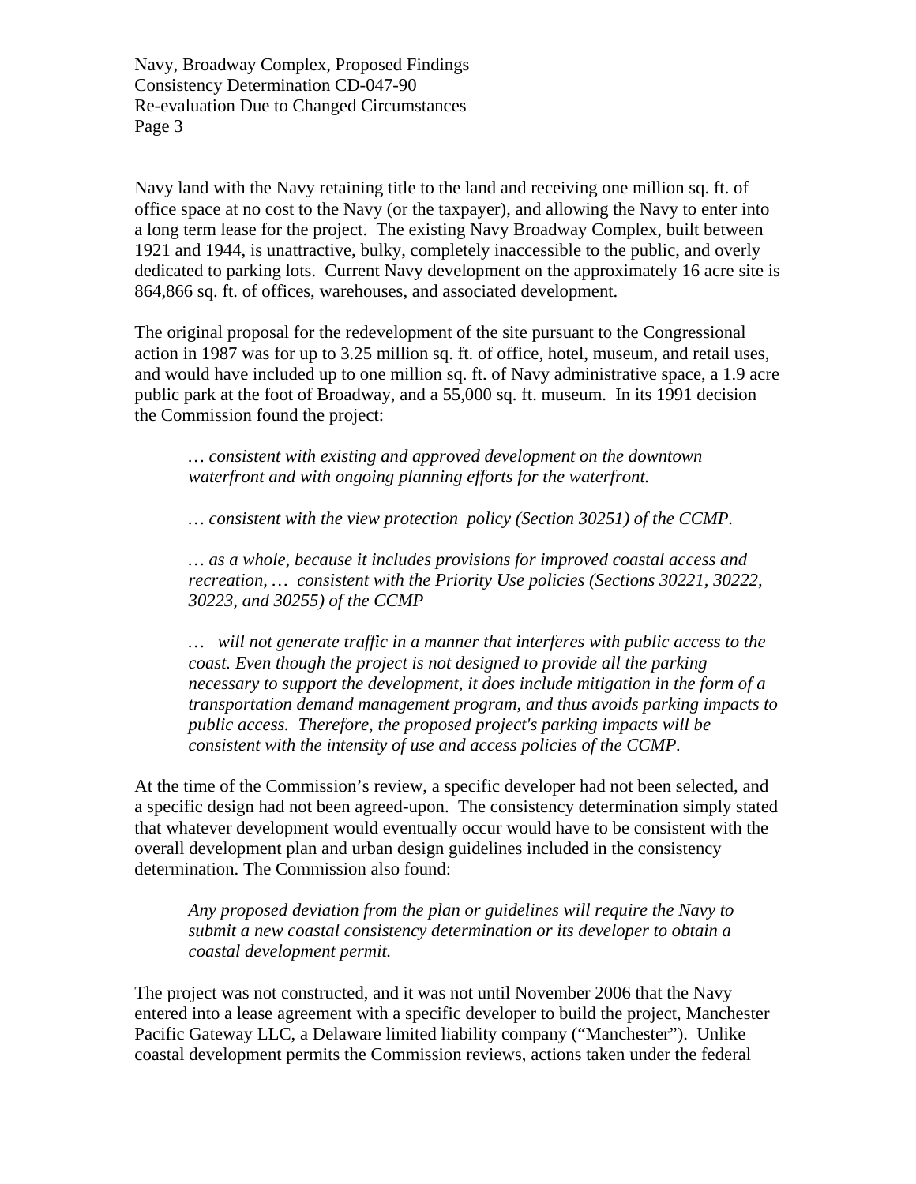Navy land with the Navy retaining title to the land and receiving one million sq. ft. of office space at no cost to the Navy (or the taxpayer), and allowing the Navy to enter into a long term lease for the project. The existing Navy Broadway Complex, built between 1921 and 1944, is unattractive, bulky, completely inaccessible to the public, and overly dedicated to parking lots. Current Navy development on the approximately 16 acre site is 864,866 sq. ft. of offices, warehouses, and associated development.

The original proposal for the redevelopment of the site pursuant to the Congressional action in 1987 was for up to 3.25 million sq. ft. of office, hotel, museum, and retail uses, and would have included up to one million sq. ft. of Navy administrative space, a 1.9 acre public park at the foot of Broadway, and a 55,000 sq. ft. museum. In its 1991 decision the Commission found the project:

> *… consistent with existing and approved development on the downtown waterfront and with ongoing planning efforts for the waterfront.*
>
> *… consistent with the view protection policy (Section 30251) of the CCMP.*
>
> *… as a whole, because it includes provisions for improved coastal access and recreation, … consistent with the Priority Use policies (Sections 30221, 30222, 30223, and 30255) of the CCMP*
>
> *… will not generate traffic in a manner that interferes with public access to the coast. Even though the project is not designed to provide all the parking necessary to support the development, it does include mitigation in the form of a transportation demand management program, and thus avoids parking impacts to public access. Therefore, the proposed project's parking impacts will be consistent with the intensity of use and access policies of the CCMP.*

At the time of the Commission's review, a specific developer had not been selected, and a specific design had not been agreed-upon. The consistency determination simply stated that whatever development would eventually occur would have to be consistent with the overall development plan and urban design guidelines included in the consistency determination. The Commission also found:

> *Any proposed deviation from the plan or guidelines will require the Navy to submit a new coastal consistency determination or its developer to obtain a coastal development permit.*

The project was not constructed, and it was not until November 2006 that the Navy entered into a lease agreement with a specific developer to build the project, Manchester Pacific Gateway LLC, a Delaware limited liability company ("Manchester"). Unlike coastal development permits the Commission reviews, actions taken under the federal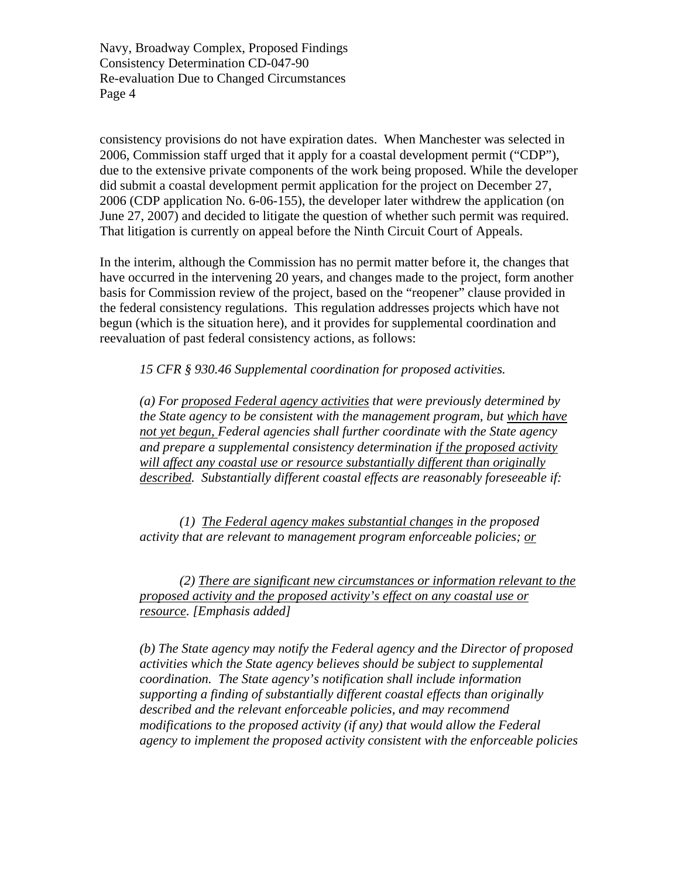consistency provisions do not have expiration dates. When Manchester was selected in 2006, Commission staff urged that it apply for a coastal development permit ("CDP"), due to the extensive private components of the work being proposed. While the developer did submit a coastal development permit application for the project on December 27, 2006 (CDP application No. 6-06-155), the developer later withdrew the application (on June 27, 2007) and decided to litigate the question of whether such permit was required. That litigation is currently on appeal before the Ninth Circuit Court of Appeals.

In the interim, although the Commission has no permit matter before it, the changes that have occurred in the intervening 20 years, and changes made to the project, form another basis for Commission review of the project, based on the "reopener" clause provided in the federal consistency regulations. This regulation addresses projects which have not begun (which is the situation here), and it provides for supplemental coordination and reevaluation of past federal consistency actions, as follows:

> *15 CFR § 930.46 Supplemental coordination for proposed activities.*
>
> *(a) For <u>proposed Federal agency activities</u> that were previously determined by the State agency to be consistent with the management program, but <u>which have not yet begun,</u> Federal agencies shall further coordinate with the State agency and prepare a supplemental consistency determination <u>if the proposed activity will affect any coastal use or resource substantially different than originally described</u>. Substantially different coastal effects are reasonably foreseeable if:*
>
> *(1) <u>The Federal agency makes substantial changes</u> in the proposed activity that are relevant to management program enforceable policies; <u>or</u>*
>
> *(2) <u>There are significant new circumstances or information relevant to the proposed activity and the proposed activity's effect on any coastal use or resource</u>. [Emphasis added]*
>
> *(b) The State agency may notify the Federal agency and the Director of proposed activities which the State agency believes should be subject to supplemental coordination. The State agency's notification shall include information supporting a finding of substantially different coastal effects than originally described and the relevant enforceable policies, and may recommend modifications to the proposed activity (if any) that would allow the Federal agency to implement the proposed activity consistent with the enforceable policies*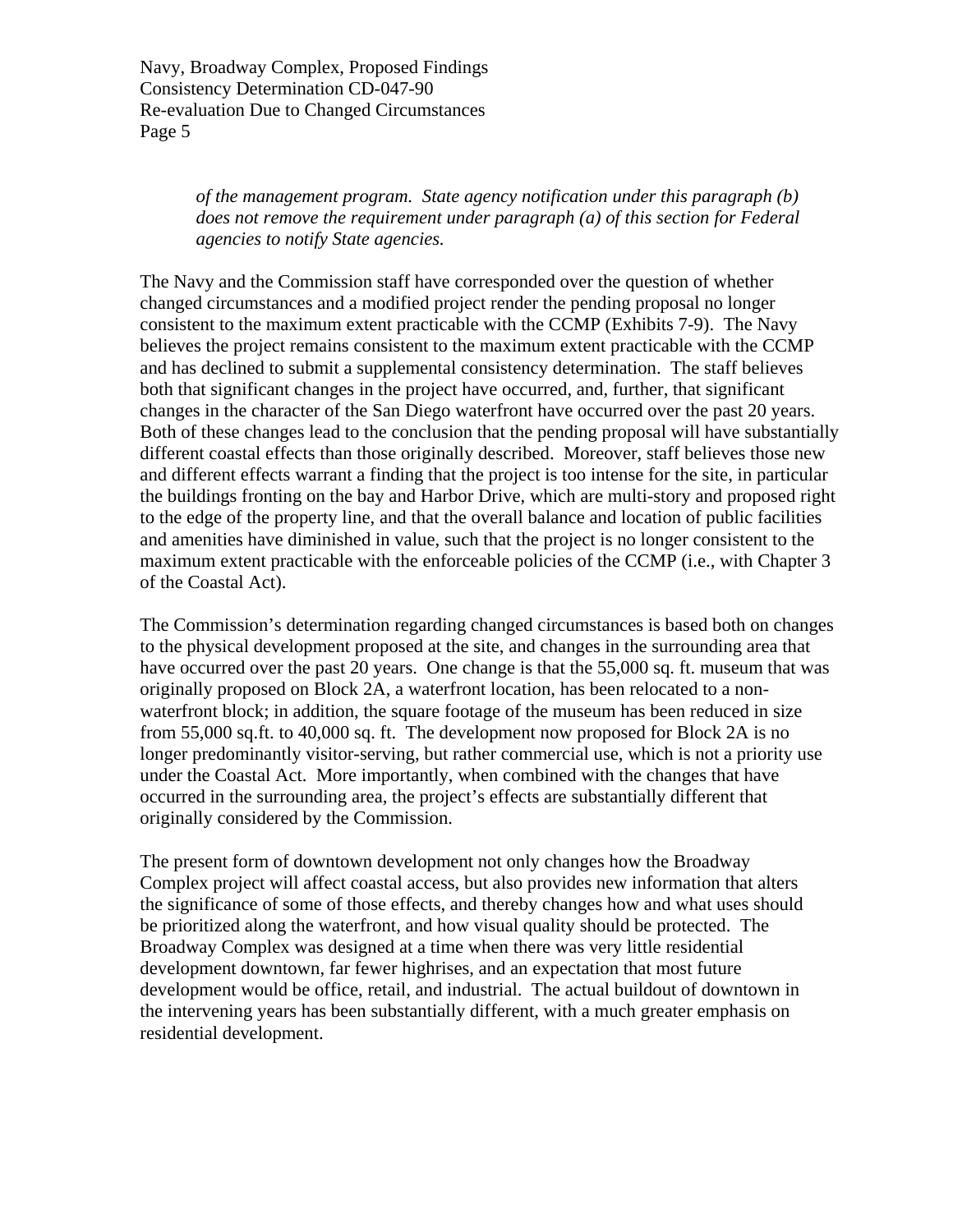*of the management program. State agency notification under this paragraph (b) does not remove the requirement under paragraph (a) of this section for Federal agencies to notify State agencies.*

The Navy and the Commission staff have corresponded over the question of whether changed circumstances and a modified project render the pending proposal no longer consistent to the maximum extent practicable with the CCMP (Exhibits 7-9). The Navy believes the project remains consistent to the maximum extent practicable with the CCMP and has declined to submit a supplemental consistency determination. The staff believes both that significant changes in the project have occurred, and, further, that significant changes in the character of the San Diego waterfront have occurred over the past 20 years. Both of these changes lead to the conclusion that the pending proposal will have substantially different coastal effects than those originally described. Moreover, staff believes those new and different effects warrant a finding that the project is too intense for the site, in particular the buildings fronting on the bay and Harbor Drive, which are multi-story and proposed right to the edge of the property line, and that the overall balance and location of public facilities and amenities have diminished in value, such that the project is no longer consistent to the maximum extent practicable with the enforceable policies of the CCMP (i.e., with Chapter 3 of the Coastal Act).

The Commission's determination regarding changed circumstances is based both on changes to the physical development proposed at the site, and changes in the surrounding area that have occurred over the past 20 years. One change is that the 55,000 sq. ft. museum that was originally proposed on Block 2A, a waterfront location, has been relocated to a non-waterfront block; in addition, the square footage of the museum has been reduced in size from 55,000 sq.ft. to 40,000 sq. ft. The development now proposed for Block 2A is no longer predominantly visitor-serving, but rather commercial use, which is not a priority use under the Coastal Act. More importantly, when combined with the changes that have occurred in the surrounding area, the project's effects are substantially different that originally considered by the Commission.

The present form of downtown development not only changes how the Broadway Complex project will affect coastal access, but also provides new information that alters the significance of some of those effects, and thereby changes how and what uses should be prioritized along the waterfront, and how visual quality should be protected. The Broadway Complex was designed at a time when there was very little residential development downtown, far fewer highrises, and an expectation that most future development would be office, retail, and industrial. The actual buildout of downtown in the intervening years has been substantially different, with a much greater emphasis on residential development.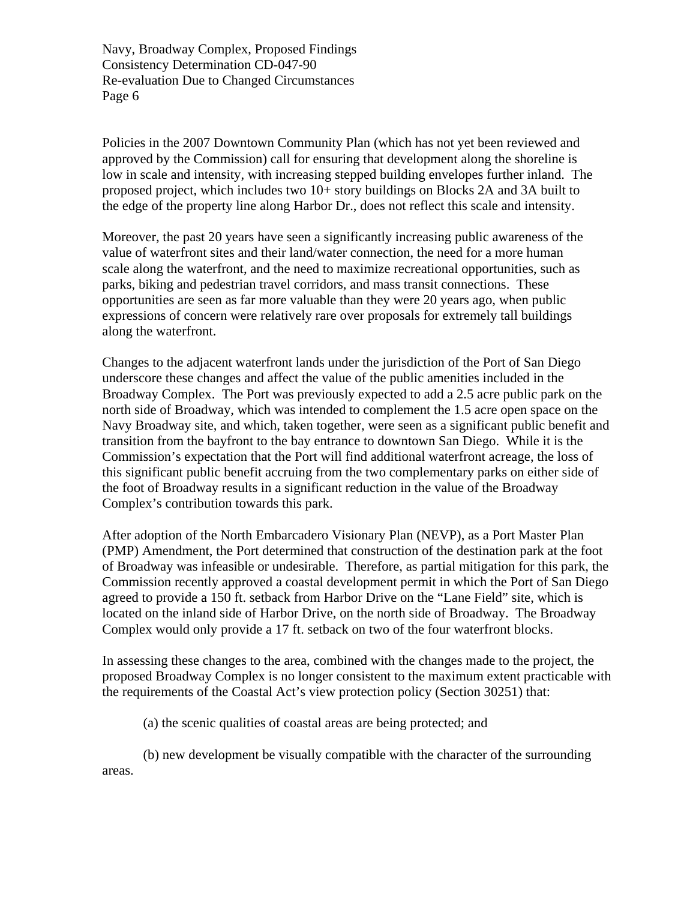Policies in the 2007 Downtown Community Plan (which has not yet been reviewed and approved by the Commission) call for ensuring that development along the shoreline is low in scale and intensity, with increasing stepped building envelopes further inland. The proposed project, which includes two 10+ story buildings on Blocks 2A and 3A built to the edge of the property line along Harbor Dr., does not reflect this scale and intensity.

Moreover, the past 20 years have seen a significantly increasing public awareness of the value of waterfront sites and their land/water connection, the need for a more human scale along the waterfront, and the need to maximize recreational opportunities, such as parks, biking and pedestrian travel corridors, and mass transit connections. These opportunities are seen as far more valuable than they were 20 years ago, when public expressions of concern were relatively rare over proposals for extremely tall buildings along the waterfront.

Changes to the adjacent waterfront lands under the jurisdiction of the Port of San Diego underscore these changes and affect the value of the public amenities included in the Broadway Complex. The Port was previously expected to add a 2.5 acre public park on the north side of Broadway, which was intended to complement the 1.5 acre open space on the Navy Broadway site, and which, taken together, were seen as a significant public benefit and transition from the bayfront to the bay entrance to downtown San Diego. While it is the Commission's expectation that the Port will find additional waterfront acreage, the loss of this significant public benefit accruing from the two complementary parks on either side of the foot of Broadway results in a significant reduction in the value of the Broadway Complex's contribution towards this park.

After adoption of the North Embarcadero Visionary Plan (NEVP), as a Port Master Plan (PMP) Amendment, the Port determined that construction of the destination park at the foot of Broadway was infeasible or undesirable. Therefore, as partial mitigation for this park, the Commission recently approved a coastal development permit in which the Port of San Diego agreed to provide a 150 ft. setback from Harbor Drive on the "Lane Field" site, which is located on the inland side of Harbor Drive, on the north side of Broadway. The Broadway Complex would only provide a 17 ft. setback on two of the four waterfront blocks.

In assessing these changes to the area, combined with the changes made to the project, the proposed Broadway Complex is no longer consistent to the maximum extent practicable with the requirements of the Coastal Act's view protection policy (Section 30251) that:

(a) the scenic qualities of coastal areas are being protected; and

(b) new development be visually compatible with the character of the surrounding areas.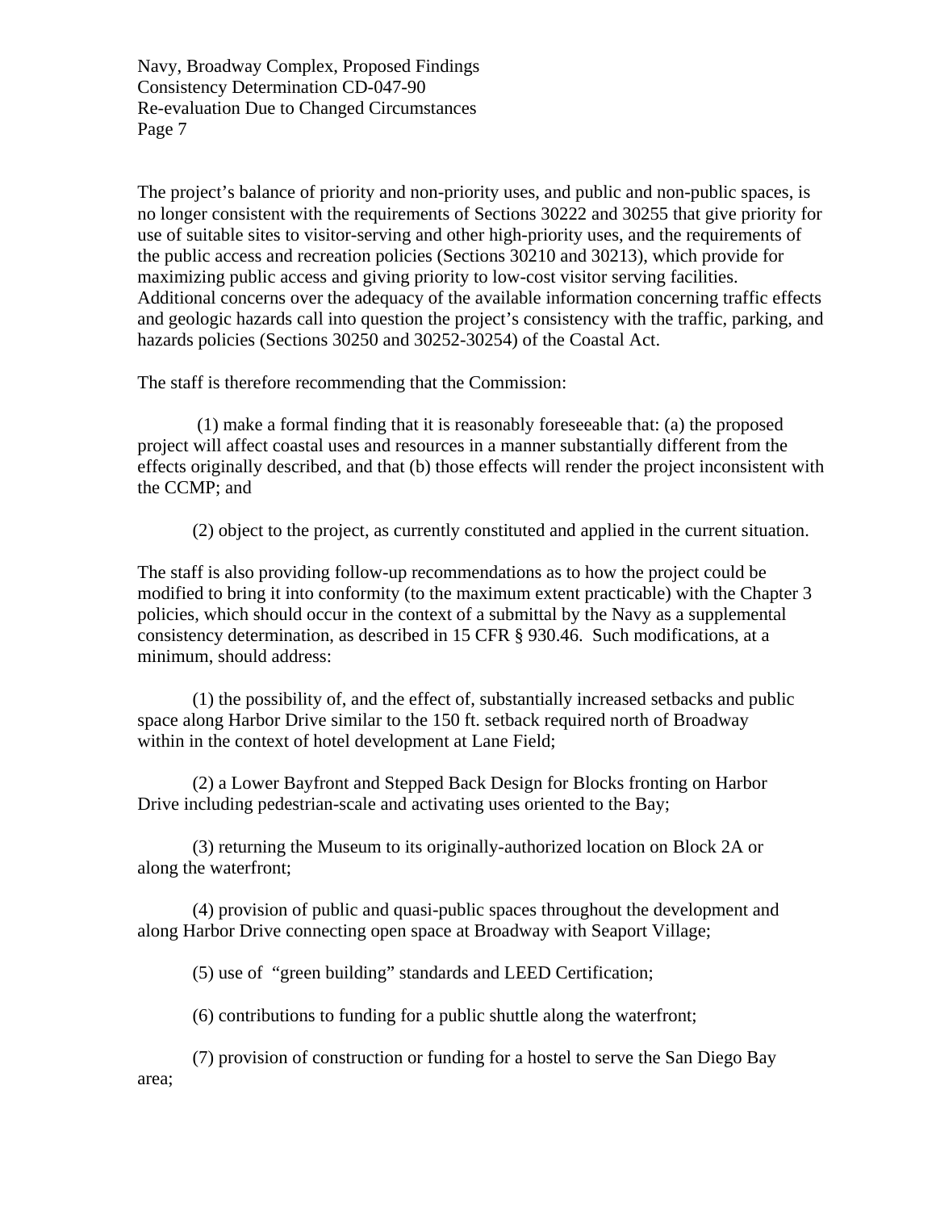The project's balance of priority and non-priority uses, and public and non-public spaces, is no longer consistent with the requirements of Sections 30222 and 30255 that give priority for use of suitable sites to visitor-serving and other high-priority uses, and the requirements of the public access and recreation policies (Sections 30210 and 30213), which provide for maximizing public access and giving priority to low-cost visitor serving facilities. Additional concerns over the adequacy of the available information concerning traffic effects and geologic hazards call into question the project's consistency with the traffic, parking, and hazards policies (Sections 30250 and 30252-30254) of the Coastal Act.

The staff is therefore recommending that the Commission:

(1) make a formal finding that it is reasonably foreseeable that: (a) the proposed project will affect coastal uses and resources in a manner substantially different from the effects originally described, and that (b) those effects will render the project inconsistent with the CCMP; and

(2) object to the project, as currently constituted and applied in the current situation.

The staff is also providing follow-up recommendations as to how the project could be modified to bring it into conformity (to the maximum extent practicable) with the Chapter 3 policies, which should occur in the context of a submittal by the Navy as a supplemental consistency determination, as described in 15 CFR § 930.46. Such modifications, at a minimum, should address:

(1) the possibility of, and the effect of, substantially increased setbacks and public space along Harbor Drive similar to the 150 ft. setback required north of Broadway within in the context of hotel development at Lane Field;

(2) a Lower Bayfront and Stepped Back Design for Blocks fronting on Harbor Drive including pedestrian-scale and activating uses oriented to the Bay;

(3) returning the Museum to its originally-authorized location on Block 2A or along the waterfront;

(4) provision of public and quasi-public spaces throughout the development and along Harbor Drive connecting open space at Broadway with Seaport Village;

(5) use of "green building" standards and LEED Certification;

(6) contributions to funding for a public shuttle along the waterfront;

(7) provision of construction or funding for a hostel to serve the San Diego Bay area;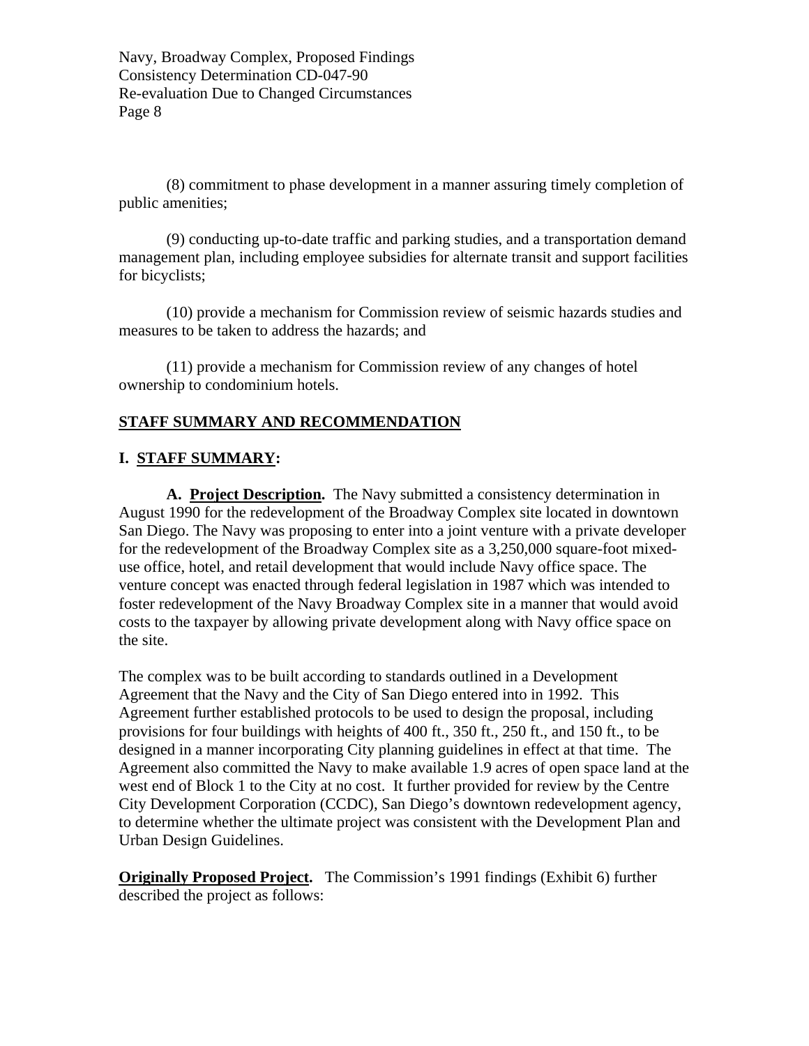(8) commitment to phase development in a manner assuring timely completion of public amenities;

(9) conducting up-to-date traffic and parking studies, and a transportation demand management plan, including employee subsidies for alternate transit and support facilities for bicyclists;

(10) provide a mechanism for Commission review of seismic hazards studies and measures to be taken to address the hazards; and

(11) provide a mechanism for Commission review of any changes of hotel ownership to condominium hotels.

## <u>STAFF SUMMARY AND RECOMMENDATION</u>

### I. <u>STAFF SUMMARY</u>:

**A. <u>Project Description</u>.** The Navy submitted a consistency determination in August 1990 for the redevelopment of the Broadway Complex site located in downtown San Diego. The Navy was proposing to enter into a joint venture with a private developer for the redevelopment of the Broadway Complex site as a 3,250,000 square-foot mixed-use office, hotel, and retail development that would include Navy office space. The venture concept was enacted through federal legislation in 1987 which was intended to foster redevelopment of the Navy Broadway Complex site in a manner that would avoid costs to the taxpayer by allowing private development along with Navy office space on the site.

The complex was to be built according to standards outlined in a Development Agreement that the Navy and the City of San Diego entered into in 1992. This Agreement further established protocols to be used to design the proposal, including provisions for four buildings with heights of 400 ft., 350 ft., 250 ft., and 150 ft., to be designed in a manner incorporating City planning guidelines in effect at that time. The Agreement also committed the Navy to make available 1.9 acres of open space land at the west end of Block 1 to the City at no cost. It further provided for review by the Centre City Development Corporation (CCDC), San Diego's downtown redevelopment agency, to determine whether the ultimate project was consistent with the Development Plan and Urban Design Guidelines.

**<u>Originally Proposed Project</u>.** The Commission's 1991 findings (Exhibit 6) further described the project as follows: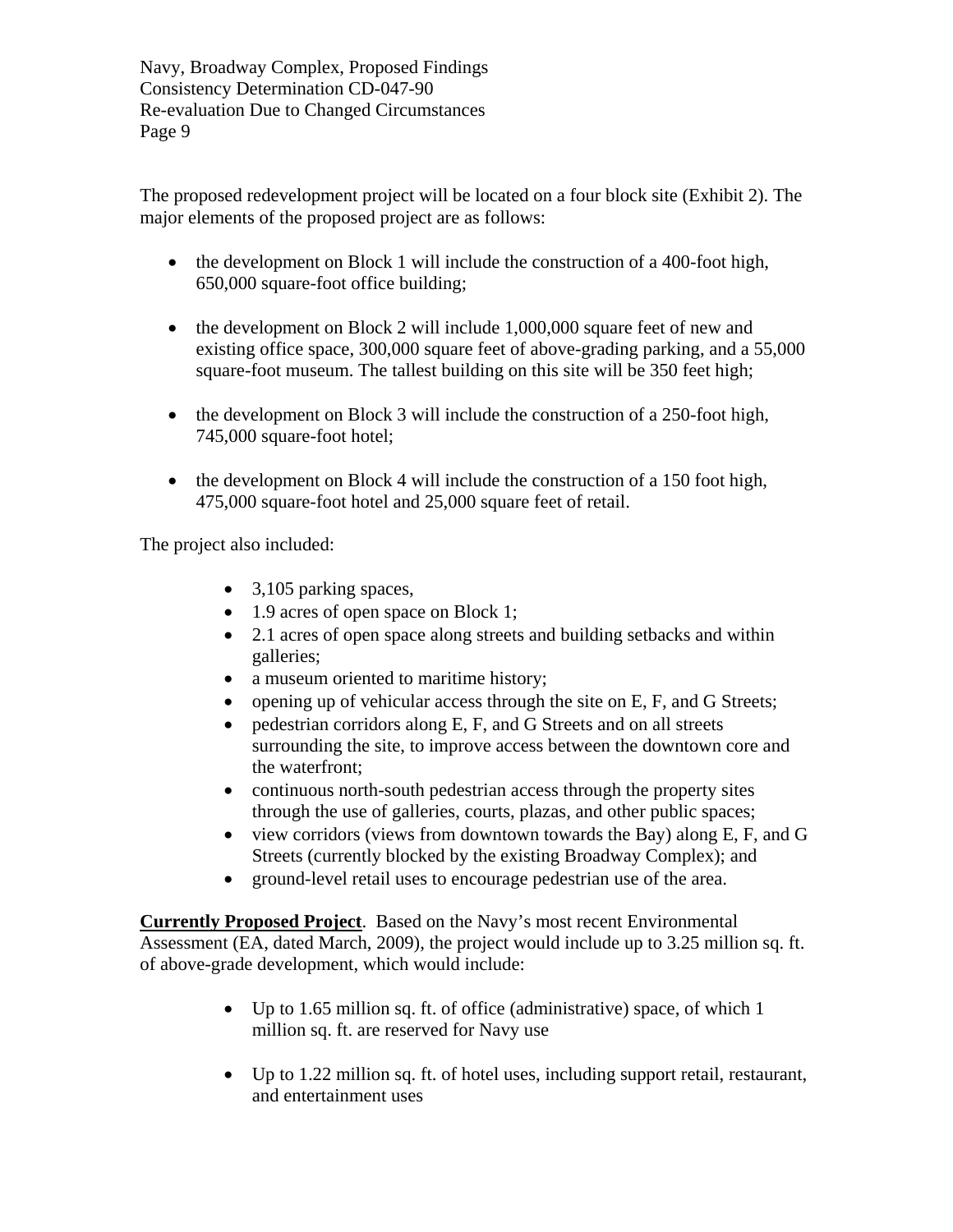The proposed redevelopment project will be located on a four block site (Exhibit 2). The major elements of the proposed project are as follows:

- the development on Block 1 will include the construction of a 400-foot high, 650,000 square-foot office building;

- the development on Block 2 will include 1,000,000 square feet of new and existing office space, 300,000 square feet of above-grading parking, and a 55,000 square-foot museum. The tallest building on this site will be 350 feet high;

- the development on Block 3 will include the construction of a 250-foot high, 745,000 square-foot hotel;

- the development on Block 4 will include the construction of a 150 foot high, 475,000 square-foot hotel and 25,000 square feet of retail.

The project also included:

- 3,105 parking spaces,
- 1.9 acres of open space on Block 1;
- 2.1 acres of open space along streets and building setbacks and within galleries;
- a museum oriented to maritime history;
- opening up of vehicular access through the site on E, F, and G Streets;
- pedestrian corridors along E, F, and G Streets and on all streets surrounding the site, to improve access between the downtown core and the waterfront;
- continuous north-south pedestrian access through the property sites through the use of galleries, courts, plazas, and other public spaces;
- view corridors (views from downtown towards the Bay) along E, F, and G Streets (currently blocked by the existing Broadway Complex); and
- ground-level retail uses to encourage pedestrian use of the area.

**Currently Proposed Project**. Based on the Navy's most recent Environmental Assessment (EA, dated March, 2009), the project would include up to 3.25 million sq. ft. of above-grade development, which would include:

- Up to 1.65 million sq. ft. of office (administrative) space, of which 1 million sq. ft. are reserved for Navy use

- Up to 1.22 million sq. ft. of hotel uses, including support retail, restaurant, and entertainment uses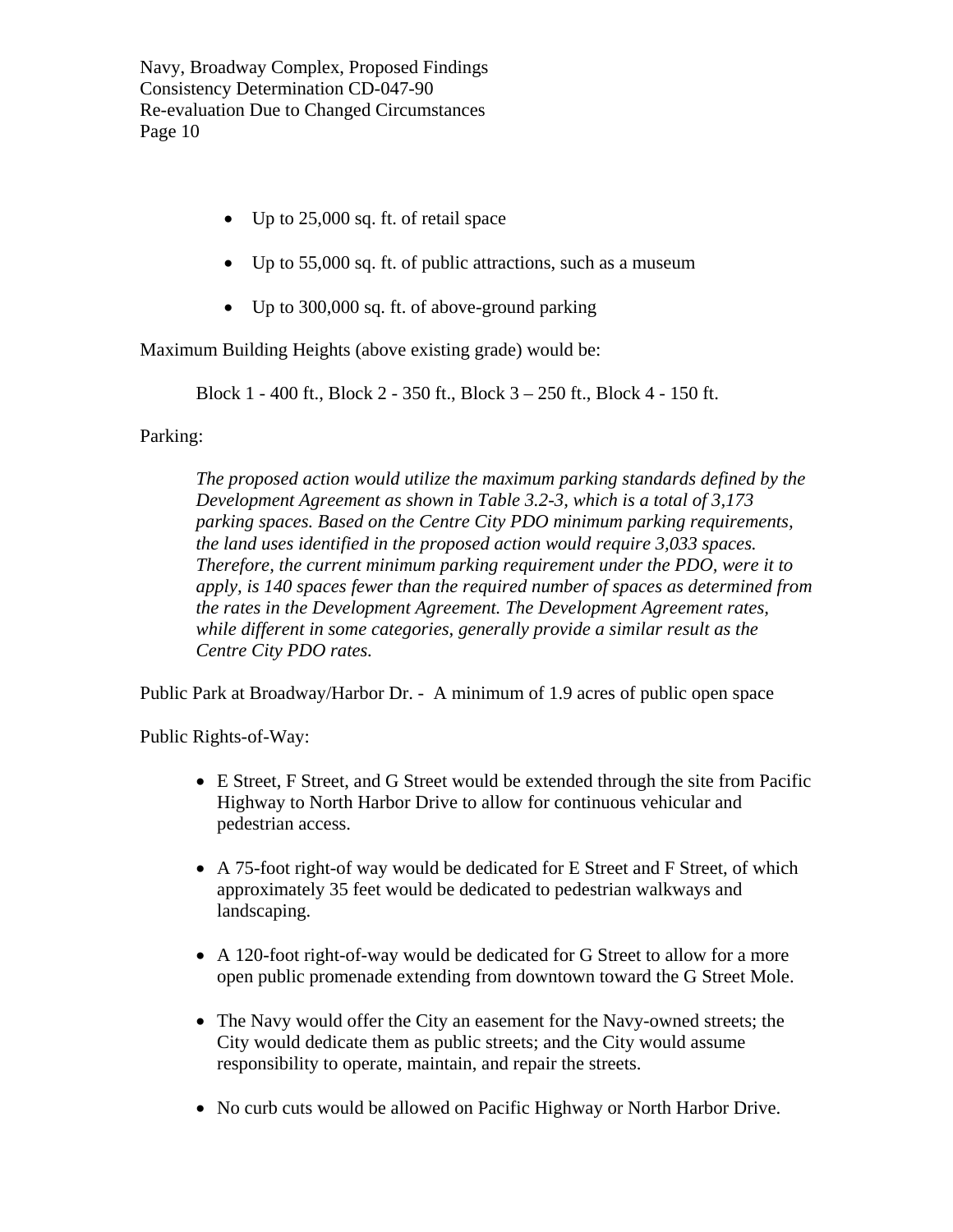- Up to 25,000 sq. ft. of retail space
- Up to 55,000 sq. ft. of public attractions, such as a museum
- Up to 300,000 sq. ft. of above-ground parking

Maximum Building Heights (above existing grade) would be:

Block 1 - 400 ft., Block 2 - 350 ft., Block 3 – 250 ft., Block 4 - 150 ft.

Parking:

> *The proposed action would utilize the maximum parking standards defined by the Development Agreement as shown in Table 3.2-3, which is a total of 3,173 parking spaces. Based on the Centre City PDO minimum parking requirements, the land uses identified in the proposed action would require 3,033 spaces. Therefore, the current minimum parking requirement under the PDO, were it to apply, is 140 spaces fewer than the required number of spaces as determined from the rates in the Development Agreement. The Development Agreement rates, while different in some categories, generally provide a similar result as the Centre City PDO rates.*

Public Park at Broadway/Harbor Dr. - A minimum of 1.9 acres of public open space

Public Rights-of-Way:

- E Street, F Street, and G Street would be extended through the site from Pacific Highway to North Harbor Drive to allow for continuous vehicular and pedestrian access.
- A 75-foot right-of way would be dedicated for E Street and F Street, of which approximately 35 feet would be dedicated to pedestrian walkways and landscaping.
- A 120-foot right-of-way would be dedicated for G Street to allow for a more open public promenade extending from downtown toward the G Street Mole.
- The Navy would offer the City an easement for the Navy-owned streets; the City would dedicate them as public streets; and the City would assume responsibility to operate, maintain, and repair the streets.
- No curb cuts would be allowed on Pacific Highway or North Harbor Drive.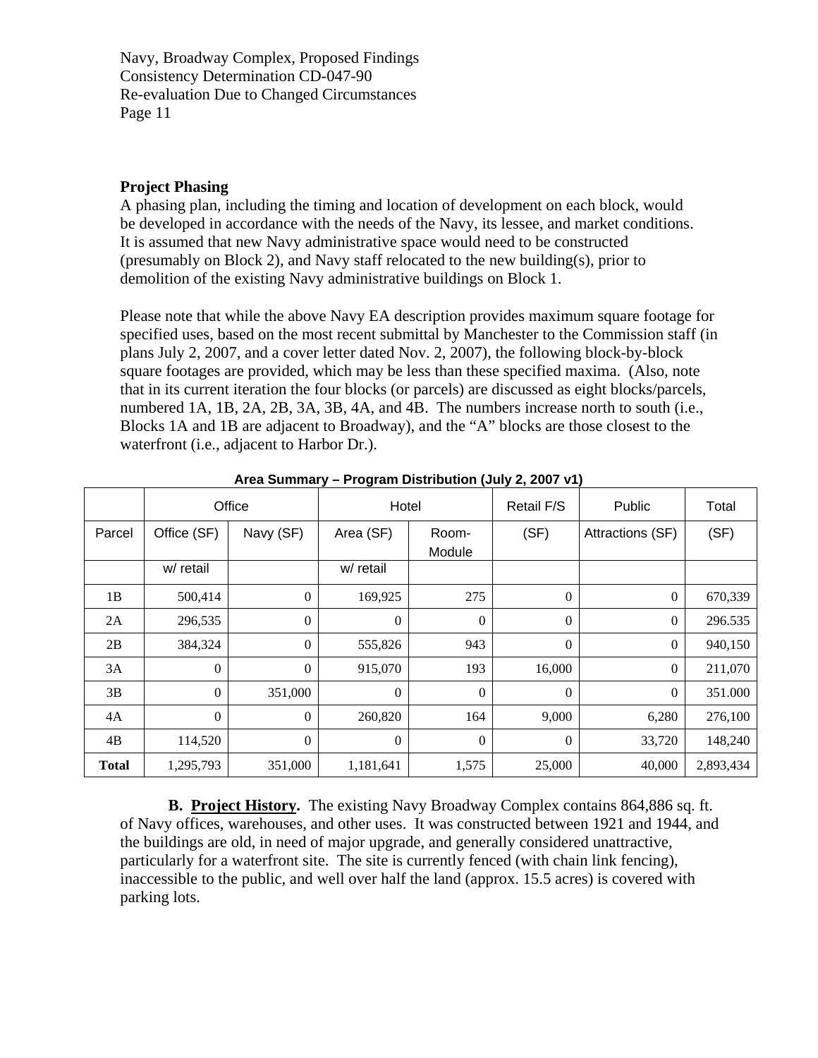**Project Phasing**

A phasing plan, including the timing and location of development on each block, would be developed in accordance with the needs of the Navy, its lessee, and market conditions. It is assumed that new Navy administrative space would need to be constructed (presumably on Block 2), and Navy staff relocated to the new building(s), prior to demolition of the existing Navy administrative buildings on Block 1.

Please note that while the above Navy EA description provides maximum square footage for specified uses, based on the most recent submittal by Manchester to the Commission staff (in plans July 2, 2007, and a cover letter dated Nov. 2, 2007), the following block-by-block square footages are provided, which may be less than these specified maxima. (Also, note that in its current iteration the four blocks (or parcels) are discussed as eight blocks/parcels, numbered 1A, 1B, 2A, 2B, 3A, 3B, 4A, and 4B. The numbers increase north to south (i.e., Blocks 1A and 1B are adjacent to Broadway), and the "A" blocks are those closest to the waterfront (i.e., adjacent to Harbor Dr.).

**Area Summary – Program Distribution (July 2, 2007 v1)**

| | Office | | Hotel | | Retail F/S | Public | Total |
|---|---|---|---|---|---|---|---|
| Parcel | Office (SF) | Navy (SF) | Area (SF) | Room-Module | (SF) | Attractions (SF) | (SF) |
| | w/ retail | | w/ retail | | | | |
| 1B | 500,414 | 0 | 169,925 | 275 | 0 | 0 | 670,339 |
| 2A | 296,535 | 0 | 0 | 0 | 0 | 0 | 296.535 |
| 2B | 384,324 | 0 | 555,826 | 943 | 0 | 0 | 940,150 |
| 3A | 0 | 0 | 915,070 | 193 | 16,000 | 0 | 211,070 |
| 3B | 0 | 351,000 | 0 | 0 | 0 | 0 | 351.000 |
| 4A | 0 | 0 | 260,820 | 164 | 9,000 | 6,280 | 276,100 |
| 4B | 114,520 | 0 | 0 | 0 | 0 | 33,720 | 148,240 |
| **Total** | 1,295,793 | 351,000 | 1,181,641 | 1,575 | 25,000 | 40,000 | 2,893,434 |

**B. <u>Project History</u>.** The existing Navy Broadway Complex contains 864,886 sq. ft. of Navy offices, warehouses, and other uses. It was constructed between 1921 and 1944, and the buildings are old, in need of major upgrade, and generally considered unattractive, particularly for a waterfront site. The site is currently fenced (with chain link fencing), inaccessible to the public, and well over half the land (approx. 15.5 acres) is covered with parking lots.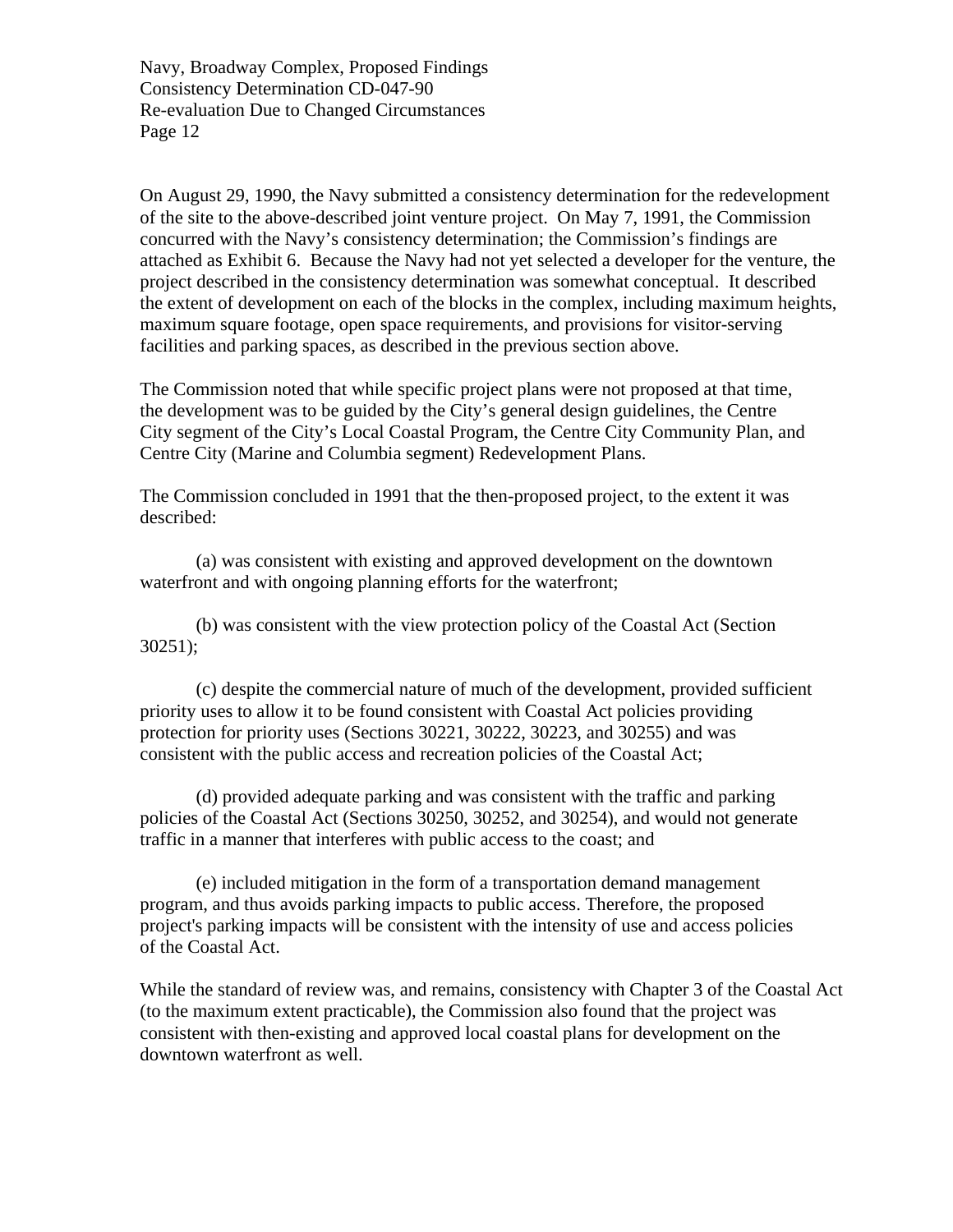On August 29, 1990, the Navy submitted a consistency determination for the redevelopment of the site to the above-described joint venture project. On May 7, 1991, the Commission concurred with the Navy's consistency determination; the Commission's findings are attached as Exhibit 6. Because the Navy had not yet selected a developer for the venture, the project described in the consistency determination was somewhat conceptual. It described the extent of development on each of the blocks in the complex, including maximum heights, maximum square footage, open space requirements, and provisions for visitor-serving facilities and parking spaces, as described in the previous section above.

The Commission noted that while specific project plans were not proposed at that time, the development was to be guided by the City's general design guidelines, the Centre City segment of the City's Local Coastal Program, the Centre City Community Plan, and Centre City (Marine and Columbia segment) Redevelopment Plans.

The Commission concluded in 1991 that the then-proposed project, to the extent it was described:

(a) was consistent with existing and approved development on the downtown waterfront and with ongoing planning efforts for the waterfront;

(b) was consistent with the view protection policy of the Coastal Act (Section 30251);

(c) despite the commercial nature of much of the development, provided sufficient priority uses to allow it to be found consistent with Coastal Act policies providing protection for priority uses (Sections 30221, 30222, 30223, and 30255) and was consistent with the public access and recreation policies of the Coastal Act;

(d) provided adequate parking and was consistent with the traffic and parking policies of the Coastal Act (Sections 30250, 30252, and 30254), and would not generate traffic in a manner that interferes with public access to the coast; and

(e) included mitigation in the form of a transportation demand management program, and thus avoids parking impacts to public access. Therefore, the proposed project's parking impacts will be consistent with the intensity of use and access policies of the Coastal Act.

While the standard of review was, and remains, consistency with Chapter 3 of the Coastal Act (to the maximum extent practicable), the Commission also found that the project was consistent with then-existing and approved local coastal plans for development on the downtown waterfront as well.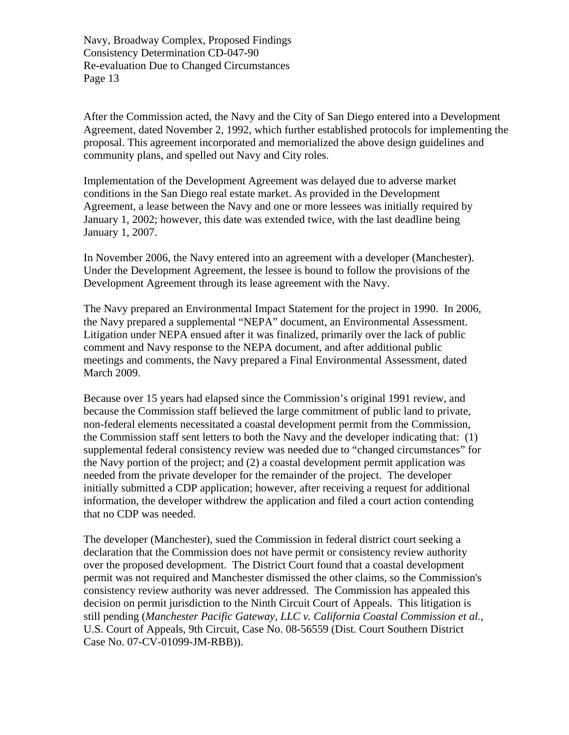After the Commission acted, the Navy and the City of San Diego entered into a Development Agreement, dated November 2, 1992, which further established protocols for implementing the proposal. This agreement incorporated and memorialized the above design guidelines and community plans, and spelled out Navy and City roles.

Implementation of the Development Agreement was delayed due to adverse market conditions in the San Diego real estate market. As provided in the Development Agreement, a lease between the Navy and one or more lessees was initially required by January 1, 2002; however, this date was extended twice, with the last deadline being January 1, 2007.

In November 2006, the Navy entered into an agreement with a developer (Manchester). Under the Development Agreement, the lessee is bound to follow the provisions of the Development Agreement through its lease agreement with the Navy.

The Navy prepared an Environmental Impact Statement for the project in 1990. In 2006, the Navy prepared a supplemental "NEPA" document, an Environmental Assessment. Litigation under NEPA ensued after it was finalized, primarily over the lack of public comment and Navy response to the NEPA document, and after additional public meetings and comments, the Navy prepared a Final Environmental Assessment, dated March 2009.

Because over 15 years had elapsed since the Commission's original 1991 review, and because the Commission staff believed the large commitment of public land to private, non-federal elements necessitated a coastal development permit from the Commission, the Commission staff sent letters to both the Navy and the developer indicating that: (1) supplemental federal consistency review was needed due to "changed circumstances" for the Navy portion of the project; and (2) a coastal development permit application was needed from the private developer for the remainder of the project. The developer initially submitted a CDP application; however, after receiving a request for additional information, the developer withdrew the application and filed a court action contending that no CDP was needed.

The developer (Manchester), sued the Commission in federal district court seeking a declaration that the Commission does not have permit or consistency review authority over the proposed development. The District Court found that a coastal development permit was not required and Manchester dismissed the other claims, so the Commission's consistency review authority was never addressed. The Commission has appealed this decision on permit jurisdiction to the Ninth Circuit Court of Appeals. This litigation is still pending (*Manchester Pacific Gateway, LLC v. California Coastal Commission et al.*, U.S. Court of Appeals, 9th Circuit, Case No. 08-56559 (Dist. Court Southern District Case No. 07-CV-01099-JM-RBB)).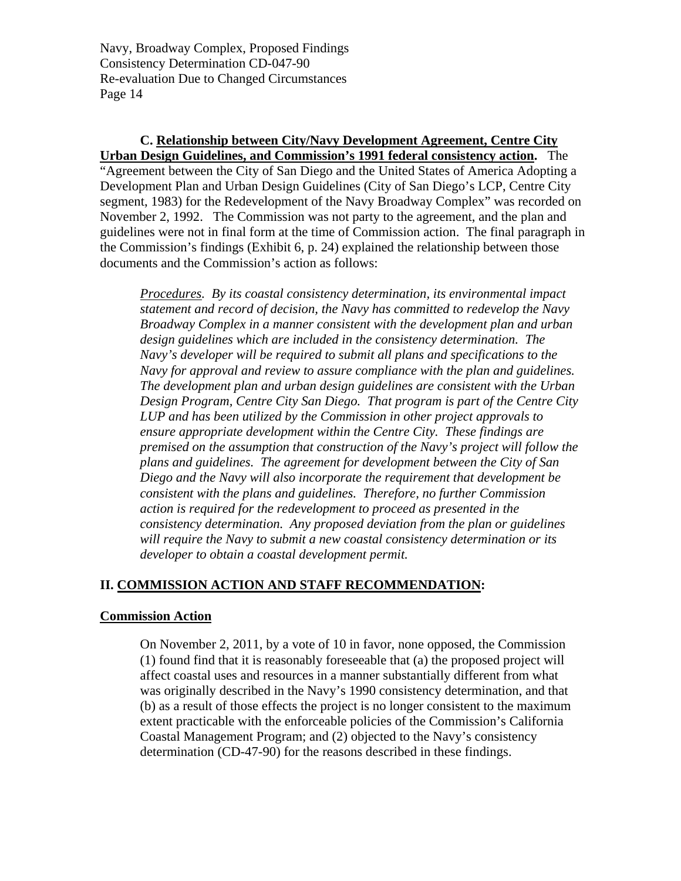**C. <u>Relationship between City/Navy Development Agreement, Centre City Urban Design Guidelines, and Commission's 1991 federal consistency action</u>.** The "Agreement between the City of San Diego and the United States of America Adopting a Development Plan and Urban Design Guidelines (City of San Diego's LCP, Centre City segment, 1983) for the Redevelopment of the Navy Broadway Complex" was recorded on November 2, 1992. The Commission was not party to the agreement, and the plan and guidelines were not in final form at the time of Commission action. The final paragraph in the Commission's findings (Exhibit 6, p. 24) explained the relationship between those documents and the Commission's action as follows:

> *<u>Procedures</u>. By its coastal consistency determination, its environmental impact statement and record of decision, the Navy has committed to redevelop the Navy Broadway Complex in a manner consistent with the development plan and urban design guidelines which are included in the consistency determination. The Navy's developer will be required to submit all plans and specifications to the Navy for approval and review to assure compliance with the plan and guidelines. The development plan and urban design guidelines are consistent with the Urban Design Program, Centre City San Diego. That program is part of the Centre City LUP and has been utilized by the Commission in other project approvals to ensure appropriate development within the Centre City. These findings are premised on the assumption that construction of the Navy's project will follow the plans and guidelines. The agreement for development between the City of San Diego and the Navy will also incorporate the requirement that development be consistent with the plans and guidelines. Therefore, no further Commission action is required for the redevelopment to proceed as presented in the consistency determination. Any proposed deviation from the plan or guidelines will require the Navy to submit a new coastal consistency determination or its developer to obtain a coastal development permit.*

## II. <u>COMMISSION ACTION AND STAFF RECOMMENDATION</u>:

### <u>Commission Action</u>

> On November 2, 2011, by a vote of 10 in favor, none opposed, the Commission (1) found find that it is reasonably foreseeable that (a) the proposed project will affect coastal uses and resources in a manner substantially different from what was originally described in the Navy's 1990 consistency determination, and that (b) as a result of those effects the project is no longer consistent to the maximum extent practicable with the enforceable policies of the Commission's California Coastal Management Program; and (2) objected to the Navy's consistency determination (CD-47-90) for the reasons described in these findings.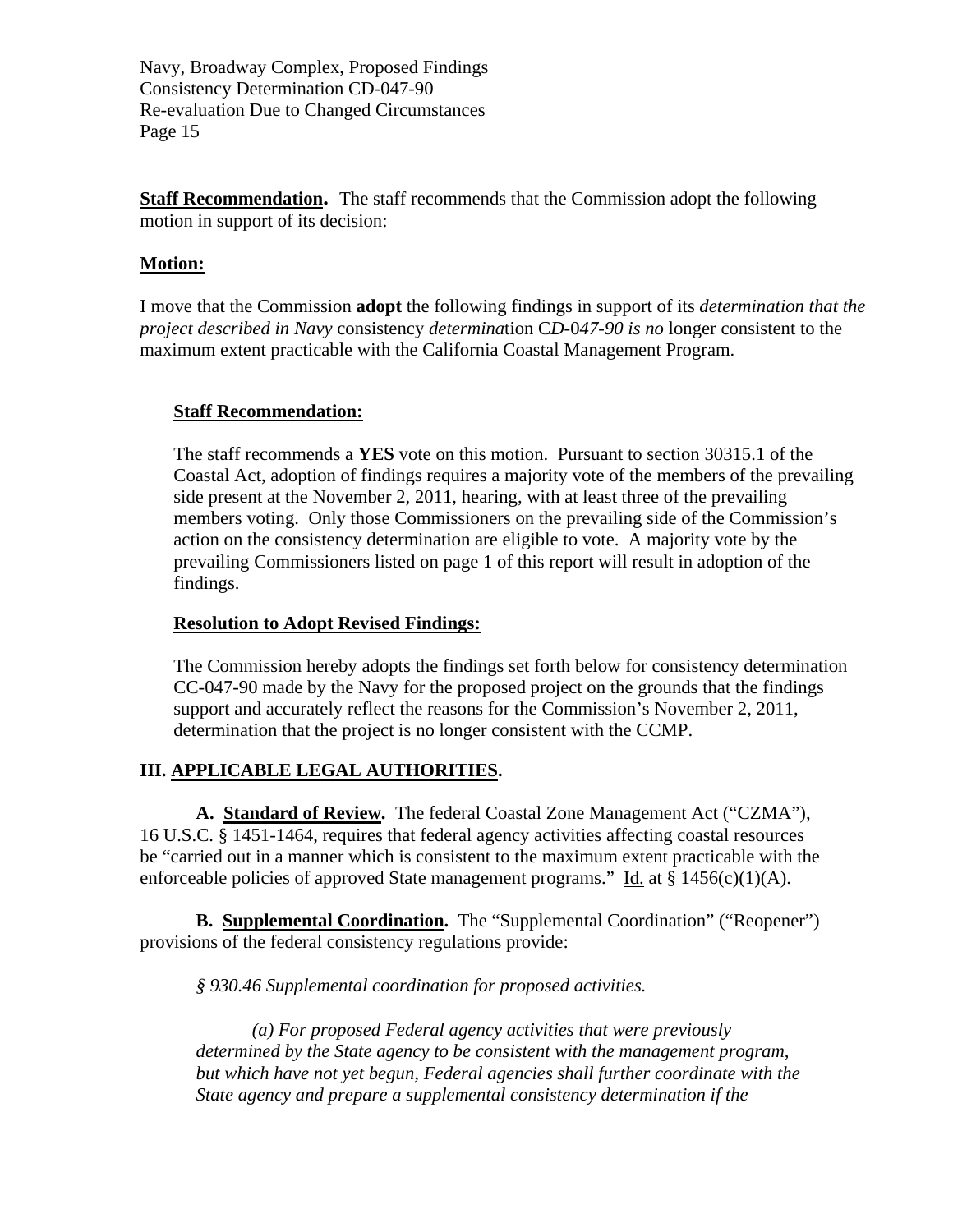**Staff Recommendation.** The staff recommends that the Commission adopt the following motion in support of its decision:

**Motion:**

I move that the Commission **adopt** the following findings in support of its *determination that the project described in Navy* consistency *determina*tion C*D*-0*47-90 is no* longer consistent to the maximum extent practicable with the California Coastal Management Program.

**Staff Recommendation:**

The staff recommends a **YES** vote on this motion. Pursuant to section 30315.1 of the Coastal Act, adoption of findings requires a majority vote of the members of the prevailing side present at the November 2, 2011, hearing, with at least three of the prevailing members voting. Only those Commissioners on the prevailing side of the Commission's action on the consistency determination are eligible to vote. A majority vote by the prevailing Commissioners listed on page 1 of this report will result in adoption of the findings.

**Resolution to Adopt Revised Findings:**

The Commission hereby adopts the findings set forth below for consistency determination CC-047-90 made by the Navy for the proposed project on the grounds that the findings support and accurately reflect the reasons for the Commission's November 2, 2011, determination that the project is no longer consistent with the CCMP.

## III. APPLICABLE LEGAL AUTHORITIES.

**A. Standard of Review.** The federal Coastal Zone Management Act ("CZMA"), 16 U.S.C. § 1451-1464, requires that federal agency activities affecting coastal resources be "carried out in a manner which is consistent to the maximum extent practicable with the enforceable policies of approved State management programs." Id. at § 1456(c)(1)(A).

**B. Supplemental Coordination.** The "Supplemental Coordination" ("Reopener") provisions of the federal consistency regulations provide:

*§ 930.46 Supplemental coordination for proposed activities.*

*(a) For proposed Federal agency activities that were previously determined by the State agency to be consistent with the management program, but which have not yet begun, Federal agencies shall further coordinate with the State agency and prepare a supplemental consistency determination if the*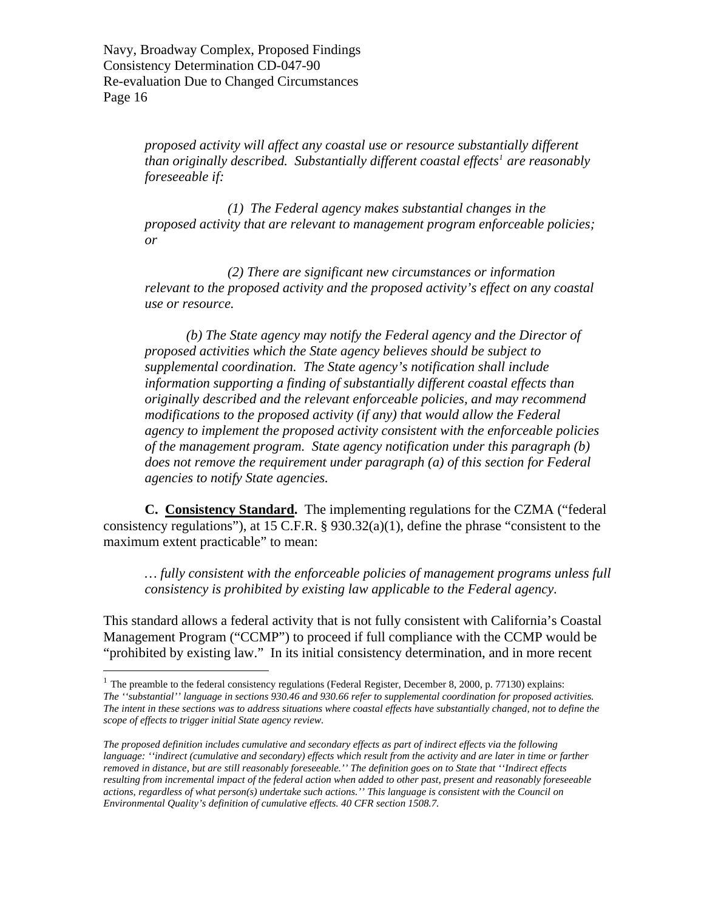*proposed activity will affect any coastal use or resource substantially different than originally described. Substantially different coastal effects*[1] *are reasonably foreseeable if:*

> *(1) The Federal agency makes substantial changes in the proposed activity that are relevant to management program enforceable policies; or*
>
> *(2) There are significant new circumstances or information relevant to the proposed activity and the proposed activity's effect on any coastal use or resource.*
>
> *(b) The State agency may notify the Federal agency and the Director of proposed activities which the State agency believes should be subject to supplemental coordination. The State agency's notification shall include information supporting a finding of substantially different coastal effects than originally described and the relevant enforceable policies, and may recommend modifications to the proposed activity (if any) that would allow the Federal agency to implement the proposed activity consistent with the enforceable policies of the management program. State agency notification under this paragraph (b) does not remove the requirement under paragraph (a) of this section for Federal agencies to notify State agencies.*

**C. Consistency Standard.** The implementing regulations for the CZMA ("federal consistency regulations"), at 15 C.F.R. § 930.32(a)(1), define the phrase "consistent to the maximum extent practicable" to mean:

> *… fully consistent with the enforceable policies of management programs unless full consistency is prohibited by existing law applicable to the Federal agency.*

This standard allows a federal activity that is not fully consistent with California's Coastal Management Program ("CCMP") to proceed if full compliance with the CCMP would be "prohibited by existing law." In its initial consistency determination, and in more recent

---

[1] The preamble to the federal consistency regulations (Federal Register, December 8, 2000, p. 77130) explains: *The ''substantial'' language in sections 930.46 and 930.66 refer to supplemental coordination for proposed activities. The intent in these sections was to address situations where coastal effects have substantially changed, not to define the scope of effects to trigger initial State agency review.*

*The proposed definition includes cumulative and secondary effects as part of indirect effects via the following language: ''indirect (cumulative and secondary) effects which result from the activity and are later in time or farther removed in distance, but are still reasonably foreseeable.'' The definition goes on to State that ''Indirect effects resulting from incremental impact of the federal action when added to other past, present and reasonably foreseeable actions, regardless of what person(s) undertake such actions.'' This language is consistent with the Council on Environmental Quality's definition of cumulative effects. 40 CFR section 1508.7.*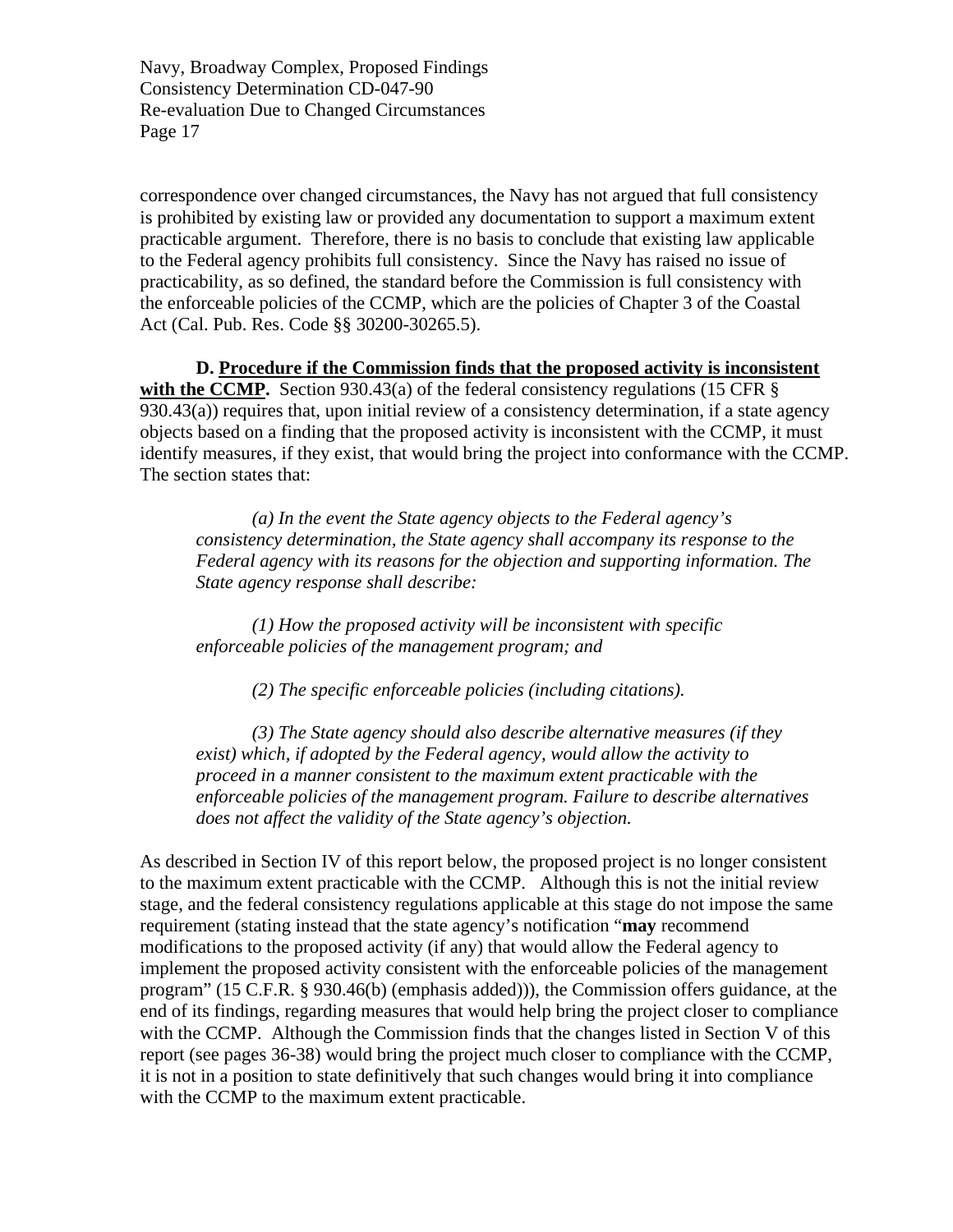correspondence over changed circumstances, the Navy has not argued that full consistency is prohibited by existing law or provided any documentation to support a maximum extent practicable argument. Therefore, there is no basis to conclude that existing law applicable to the Federal agency prohibits full consistency. Since the Navy has raised no issue of practicability, as so defined, the standard before the Commission is full consistency with the enforceable policies of the CCMP, which are the policies of Chapter 3 of the Coastal Act (Cal. Pub. Res. Code §§ 30200-30265.5).

**D. Procedure if the Commission finds that the proposed activity is inconsistent with the CCMP.** Section 930.43(a) of the federal consistency regulations (15 CFR § 930.43(a)) requires that, upon initial review of a consistency determination, if a state agency objects based on a finding that the proposed activity is inconsistent with the CCMP, it must identify measures, if they exist, that would bring the project into conformance with the CCMP. The section states that:

> *(a) In the event the State agency objects to the Federal agency's consistency determination, the State agency shall accompany its response to the Federal agency with its reasons for the objection and supporting information. The State agency response shall describe:*
>
> *(1) How the proposed activity will be inconsistent with specific enforceable policies of the management program; and*
>
> *(2) The specific enforceable policies (including citations).*
>
> *(3) The State agency should also describe alternative measures (if they exist) which, if adopted by the Federal agency, would allow the activity to proceed in a manner consistent to the maximum extent practicable with the enforceable policies of the management program. Failure to describe alternatives does not affect the validity of the State agency's objection.*

As described in Section IV of this report below, the proposed project is no longer consistent to the maximum extent practicable with the CCMP. Although this is not the initial review stage, and the federal consistency regulations applicable at this stage do not impose the same requirement (stating instead that the state agency's notification "**may** recommend modifications to the proposed activity (if any) that would allow the Federal agency to implement the proposed activity consistent with the enforceable policies of the management program" (15 C.F.R. § 930.46(b) (emphasis added))), the Commission offers guidance, at the end of its findings, regarding measures that would help bring the project closer to compliance with the CCMP. Although the Commission finds that the changes listed in Section V of this report (see pages 36-38) would bring the project much closer to compliance with the CCMP, it is not in a position to state definitively that such changes would bring it into compliance with the CCMP to the maximum extent practicable.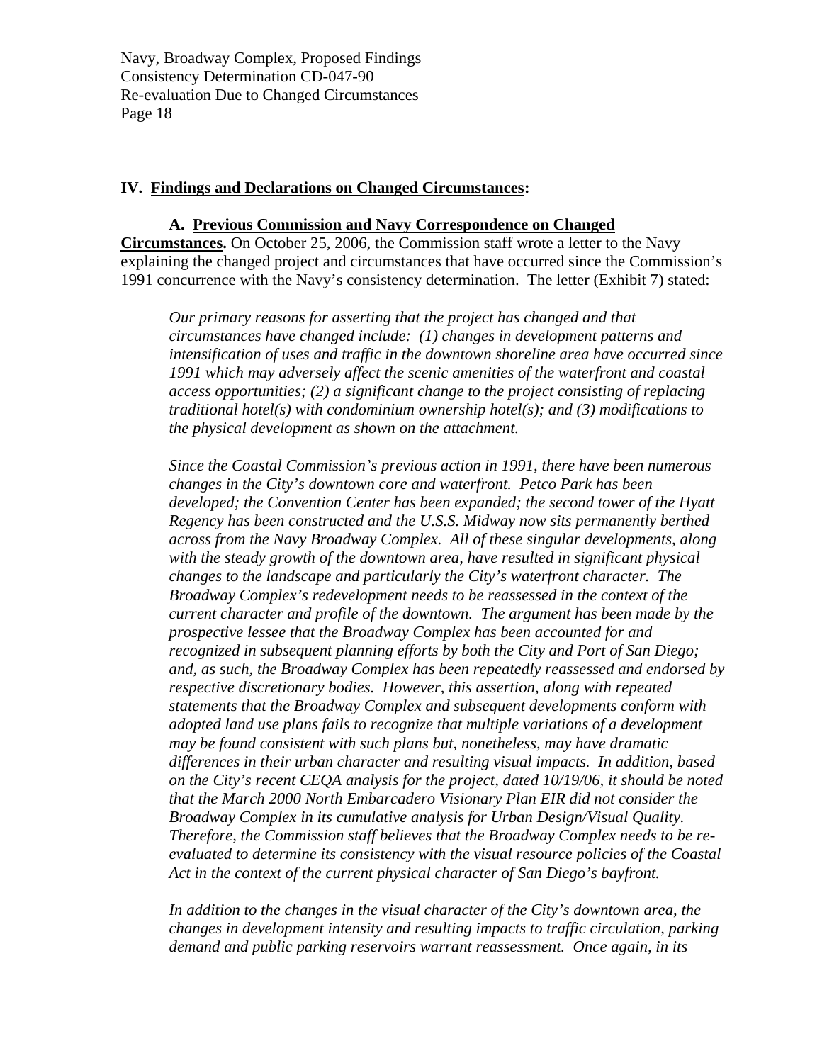## IV. Findings and Declarations on Changed Circumstances:

**A. Previous Commission and Navy Correspondence on Changed Circumstances.** On October 25, 2006, the Commission staff wrote a letter to the Navy explaining the changed project and circumstances that have occurred since the Commission's 1991 concurrence with the Navy's consistency determination. The letter (Exhibit 7) stated:

> *Our primary reasons for asserting that the project has changed and that circumstances have changed include: (1) changes in development patterns and intensification of uses and traffic in the downtown shoreline area have occurred since 1991 which may adversely affect the scenic amenities of the waterfront and coastal access opportunities; (2) a significant change to the project consisting of replacing traditional hotel(s) with condominium ownership hotel(s); and (3) modifications to the physical development as shown on the attachment.*
>
> *Since the Coastal Commission's previous action in 1991, there have been numerous changes in the City's downtown core and waterfront. Petco Park has been developed; the Convention Center has been expanded; the second tower of the Hyatt Regency has been constructed and the U.S.S. Midway now sits permanently berthed across from the Navy Broadway Complex. All of these singular developments, along with the steady growth of the downtown area, have resulted in significant physical changes to the landscape and particularly the City's waterfront character. The Broadway Complex's redevelopment needs to be reassessed in the context of the current character and profile of the downtown. The argument has been made by the prospective lessee that the Broadway Complex has been accounted for and recognized in subsequent planning efforts by both the City and Port of San Diego; and, as such, the Broadway Complex has been repeatedly reassessed and endorsed by respective discretionary bodies. However, this assertion, along with repeated statements that the Broadway Complex and subsequent developments conform with adopted land use plans fails to recognize that multiple variations of a development may be found consistent with such plans but, nonetheless, may have dramatic differences in their urban character and resulting visual impacts. In addition, based on the City's recent CEQA analysis for the project, dated 10/19/06, it should be noted that the March 2000 North Embarcadero Visionary Plan EIR did not consider the Broadway Complex in its cumulative analysis for Urban Design/Visual Quality. Therefore, the Commission staff believes that the Broadway Complex needs to be re-evaluated to determine its consistency with the visual resource policies of the Coastal Act in the context of the current physical character of San Diego's bayfront.*
>
> *In addition to the changes in the visual character of the City's downtown area, the changes in development intensity and resulting impacts to traffic circulation, parking demand and public parking reservoirs warrant reassessment. Once again, in its*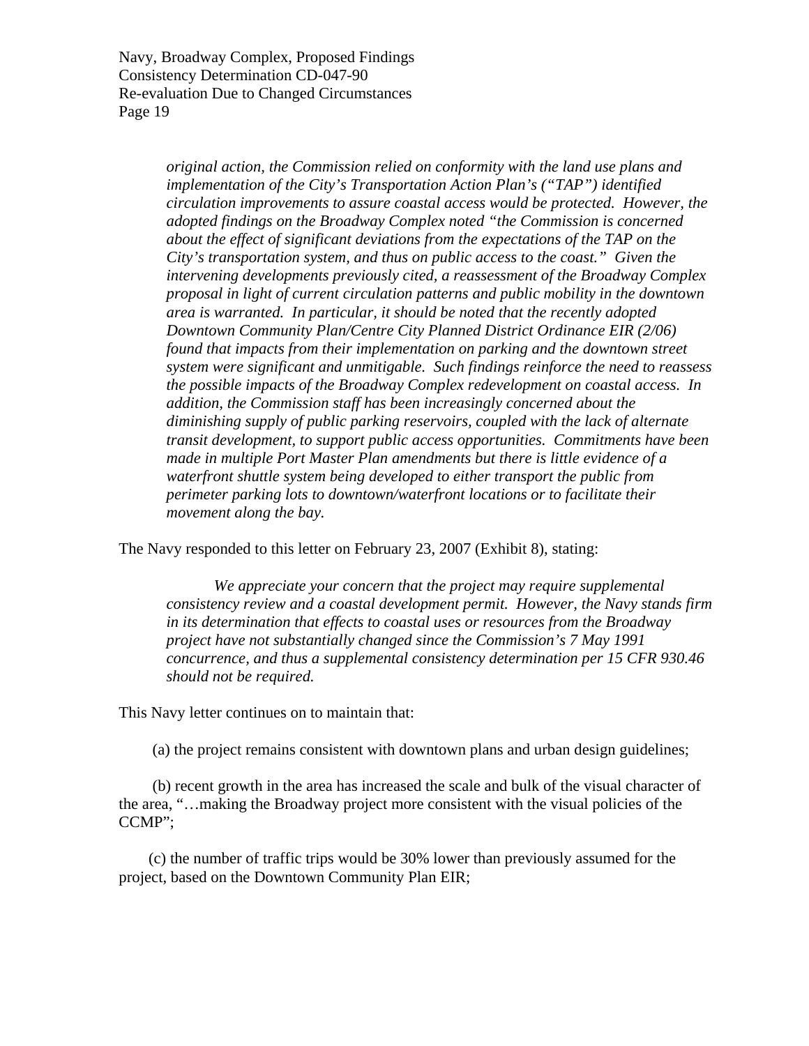> *original action, the Commission relied on conformity with the land use plans and implementation of the City's Transportation Action Plan's ("TAP") identified circulation improvements to assure coastal access would be protected. However, the adopted findings on the Broadway Complex noted "the Commission is concerned about the effect of significant deviations from the expectations of the TAP on the City's transportation system, and thus on public access to the coast." Given the intervening developments previously cited, a reassessment of the Broadway Complex proposal in light of current circulation patterns and public mobility in the downtown area is warranted. In particular, it should be noted that the recently adopted Downtown Community Plan/Centre City Planned District Ordinance EIR (2/06) found that impacts from their implementation on parking and the downtown street system were significant and unmitigable. Such findings reinforce the need to reassess the possible impacts of the Broadway Complex redevelopment on coastal access. In addition, the Commission staff has been increasingly concerned about the diminishing supply of public parking reservoirs, coupled with the lack of alternate transit development, to support public access opportunities. Commitments have been made in multiple Port Master Plan amendments but there is little evidence of a waterfront shuttle system being developed to either transport the public from perimeter parking lots to downtown/waterfront locations or to facilitate their movement along the bay.*

The Navy responded to this letter on February 23, 2007 (Exhibit 8), stating:

> *We appreciate your concern that the project may require supplemental consistency review and a coastal development permit. However, the Navy stands firm in its determination that effects to coastal uses or resources from the Broadway project have not substantially changed since the Commission's 7 May 1991 concurrence, and thus a supplemental consistency determination per 15 CFR 930.46 should not be required.*

This Navy letter continues on to maintain that:

(a) the project remains consistent with downtown plans and urban design guidelines;

(b) recent growth in the area has increased the scale and bulk of the visual character of the area, "…making the Broadway project more consistent with the visual policies of the CCMP";

(c) the number of traffic trips would be 30% lower than previously assumed for the project, based on the Downtown Community Plan EIR;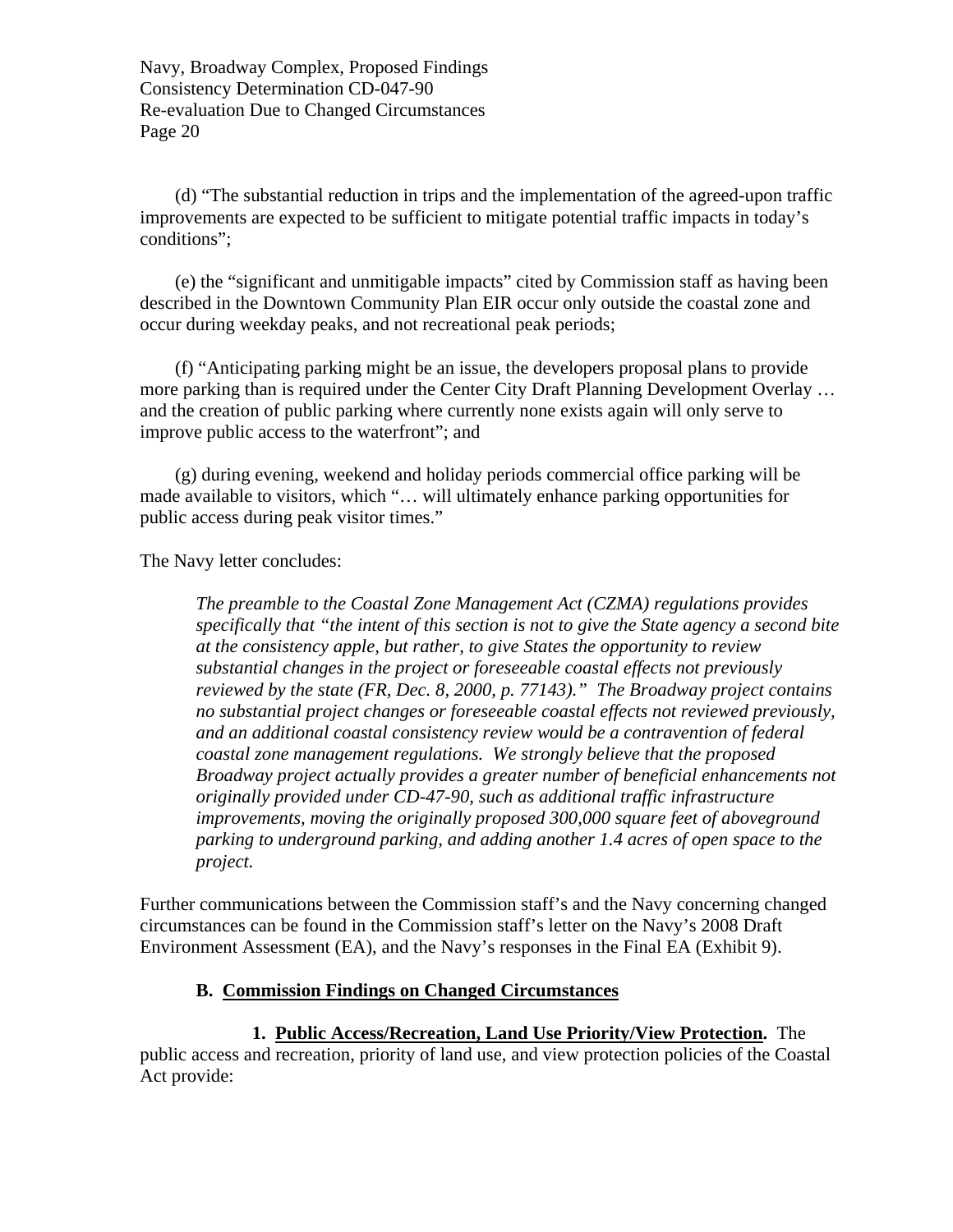(d) "The substantial reduction in trips and the implementation of the agreed-upon traffic improvements are expected to be sufficient to mitigate potential traffic impacts in today's conditions";

(e) the "significant and unmitigable impacts" cited by Commission staff as having been described in the Downtown Community Plan EIR occur only outside the coastal zone and occur during weekday peaks, and not recreational peak periods;

(f) "Anticipating parking might be an issue, the developers proposal plans to provide more parking than is required under the Center City Draft Planning Development Overlay … and the creation of public parking where currently none exists again will only serve to improve public access to the waterfront"; and

(g) during evening, weekend and holiday periods commercial office parking will be made available to visitors, which "… will ultimately enhance parking opportunities for public access during peak visitor times."

The Navy letter concludes:

> *The preamble to the Coastal Zone Management Act (CZMA) regulations provides specifically that "the intent of this section is not to give the State agency a second bite at the consistency apple, but rather, to give States the opportunity to review substantial changes in the project or foreseeable coastal effects not previously reviewed by the state (FR, Dec. 8, 2000, p. 77143)." The Broadway project contains no substantial project changes or foreseeable coastal effects not reviewed previously, and an additional coastal consistency review would be a contravention of federal coastal zone management regulations. We strongly believe that the proposed Broadway project actually provides a greater number of beneficial enhancements not originally provided under CD-47-90, such as additional traffic infrastructure improvements, moving the originally proposed 300,000 square feet of aboveground parking to underground parking, and adding another 1.4 acres of open space to the project.*

Further communications between the Commission staff's and the Navy concerning changed circumstances can be found in the Commission staff's letter on the Navy's 2008 Draft Environment Assessment (EA), and the Navy's responses in the Final EA (Exhibit 9).

### B. Commission Findings on Changed Circumstances

**1. Public Access/Recreation, Land Use Priority/View Protection.** The public access and recreation, priority of land use, and view protection policies of the Coastal Act provide: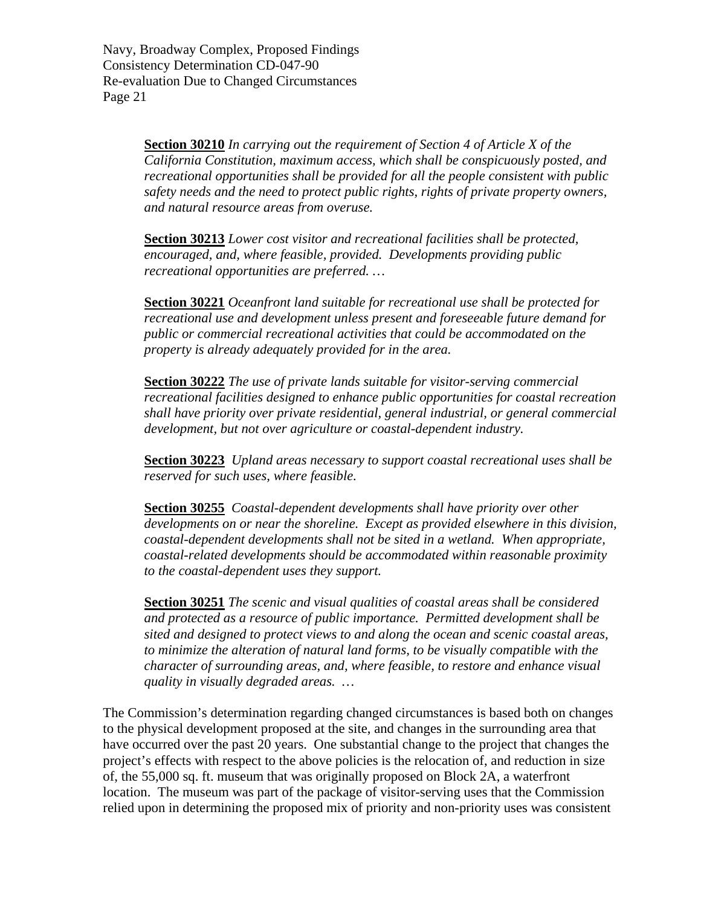> **Section 30210** *In carrying out the requirement of Section 4 of Article X of the California Constitution, maximum access, which shall be conspicuously posted, and recreational opportunities shall be provided for all the people consistent with public safety needs and the need to protect public rights, rights of private property owners, and natural resource areas from overuse.*
>
> **Section 30213** *Lower cost visitor and recreational facilities shall be protected, encouraged, and, where feasible, provided. Developments providing public recreational opportunities are preferred. …*
>
> **Section 30221** *Oceanfront land suitable for recreational use shall be protected for recreational use and development unless present and foreseeable future demand for public or commercial recreational activities that could be accommodated on the property is already adequately provided for in the area.*
>
> **Section 30222** *The use of private lands suitable for visitor-serving commercial recreational facilities designed to enhance public opportunities for coastal recreation shall have priority over private residential, general industrial, or general commercial development, but not over agriculture or coastal-dependent industry.*
>
> **Section 30223** *Upland areas necessary to support coastal recreational uses shall be reserved for such uses, where feasible.*
>
> **Section 30255** *Coastal-dependent developments shall have priority over other developments on or near the shoreline. Except as provided elsewhere in this division, coastal-dependent developments shall not be sited in a wetland. When appropriate, coastal-related developments should be accommodated within reasonable proximity to the coastal-dependent uses they support.*
>
> **Section 30251** *The scenic and visual qualities of coastal areas shall be considered and protected as a resource of public importance. Permitted development shall be sited and designed to protect views to and along the ocean and scenic coastal areas, to minimize the alteration of natural land forms, to be visually compatible with the character of surrounding areas, and, where feasible, to restore and enhance visual quality in visually degraded areas. …*

The Commission's determination regarding changed circumstances is based both on changes to the physical development proposed at the site, and changes in the surrounding area that have occurred over the past 20 years. One substantial change to the project that changes the project's effects with respect to the above policies is the relocation of, and reduction in size of, the 55,000 sq. ft. museum that was originally proposed on Block 2A, a waterfront location. The museum was part of the package of visitor-serving uses that the Commission relied upon in determining the proposed mix of priority and non-priority uses was consistent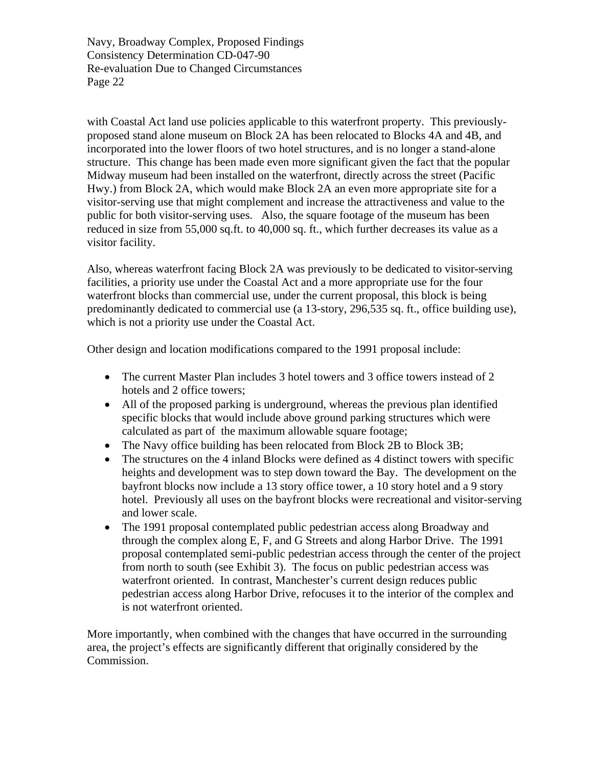with Coastal Act land use policies applicable to this waterfront property. This previously-proposed stand alone museum on Block 2A has been relocated to Blocks 4A and 4B, and incorporated into the lower floors of two hotel structures, and is no longer a stand-alone structure. This change has been made even more significant given the fact that the popular Midway museum had been installed on the waterfront, directly across the street (Pacific Hwy.) from Block 2A, which would make Block 2A an even more appropriate site for a visitor-serving use that might complement and increase the attractiveness and value to the public for both visitor-serving uses. Also, the square footage of the museum has been reduced in size from 55,000 sq.ft. to 40,000 sq. ft., which further decreases its value as a visitor facility.

Also, whereas waterfront facing Block 2A was previously to be dedicated to visitor-serving facilities, a priority use under the Coastal Act and a more appropriate use for the four waterfront blocks than commercial use, under the current proposal, this block is being predominantly dedicated to commercial use (a 13-story, 296,535 sq. ft., office building use), which is not a priority use under the Coastal Act.

Other design and location modifications compared to the 1991 proposal include:

- The current Master Plan includes 3 hotel towers and 3 office towers instead of 2 hotels and 2 office towers;
- All of the proposed parking is underground, whereas the previous plan identified specific blocks that would include above ground parking structures which were calculated as part of the maximum allowable square footage;
- The Navy office building has been relocated from Block 2B to Block 3B;
- The structures on the 4 inland Blocks were defined as 4 distinct towers with specific heights and development was to step down toward the Bay. The development on the bayfront blocks now include a 13 story office tower, a 10 story hotel and a 9 story hotel. Previously all uses on the bayfront blocks were recreational and visitor-serving and lower scale.
- The 1991 proposal contemplated public pedestrian access along Broadway and through the complex along E, F, and G Streets and along Harbor Drive. The 1991 proposal contemplated semi-public pedestrian access through the center of the project from north to south (see Exhibit 3). The focus on public pedestrian access was waterfront oriented. In contrast, Manchester's current design reduces public pedestrian access along Harbor Drive, refocuses it to the interior of the complex and is not waterfront oriented.

More importantly, when combined with the changes that have occurred in the surrounding area, the project's effects are significantly different that originally considered by the Commission.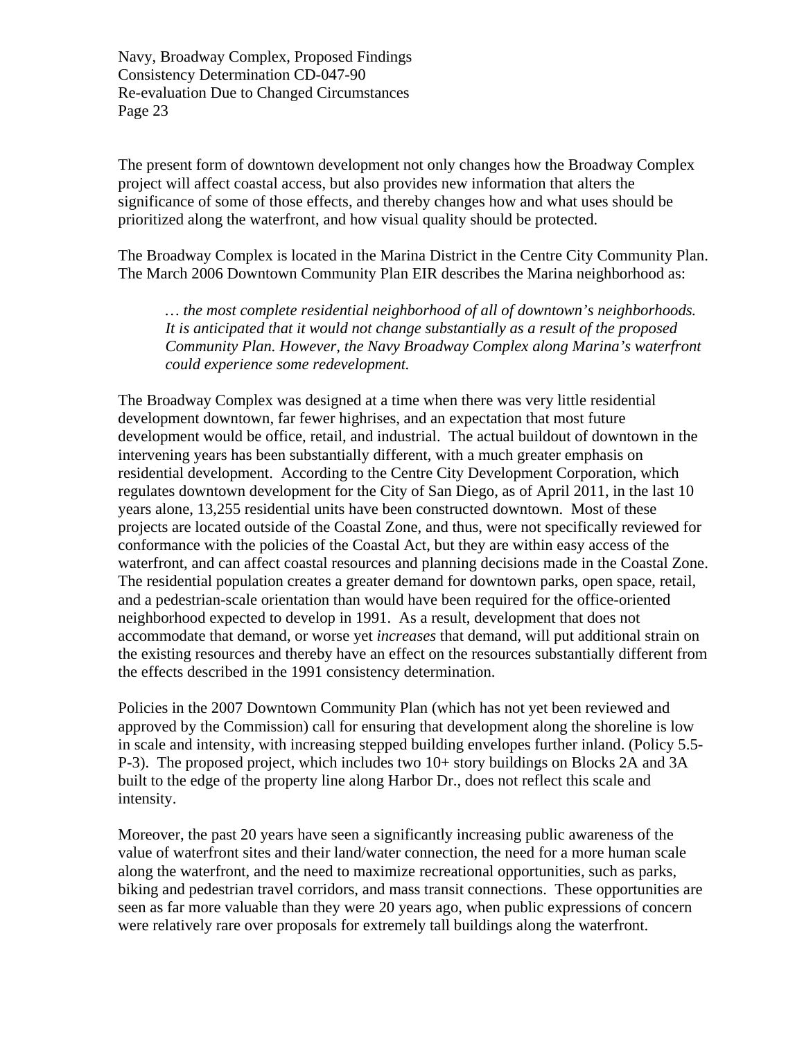The present form of downtown development not only changes how the Broadway Complex project will affect coastal access, but also provides new information that alters the significance of some of those effects, and thereby changes how and what uses should be prioritized along the waterfront, and how visual quality should be protected.

The Broadway Complex is located in the Marina District in the Centre City Community Plan. The March 2006 Downtown Community Plan EIR describes the Marina neighborhood as:

> *… the most complete residential neighborhood of all of downtown's neighborhoods. It is anticipated that it would not change substantially as a result of the proposed Community Plan. However, the Navy Broadway Complex along Marina's waterfront could experience some redevelopment.*

The Broadway Complex was designed at a time when there was very little residential development downtown, far fewer highrises, and an expectation that most future development would be office, retail, and industrial. The actual buildout of downtown in the intervening years has been substantially different, with a much greater emphasis on residential development. According to the Centre City Development Corporation, which regulates downtown development for the City of San Diego, as of April 2011, in the last 10 years alone, 13,255 residential units have been constructed downtown. Most of these projects are located outside of the Coastal Zone, and thus, were not specifically reviewed for conformance with the policies of the Coastal Act, but they are within easy access of the waterfront, and can affect coastal resources and planning decisions made in the Coastal Zone. The residential population creates a greater demand for downtown parks, open space, retail, and a pedestrian-scale orientation than would have been required for the office-oriented neighborhood expected to develop in 1991. As a result, development that does not accommodate that demand, or worse yet *increases* that demand, will put additional strain on the existing resources and thereby have an effect on the resources substantially different from the effects described in the 1991 consistency determination.

Policies in the 2007 Downtown Community Plan (which has not yet been reviewed and approved by the Commission) call for ensuring that development along the shoreline is low in scale and intensity, with increasing stepped building envelopes further inland. (Policy 5.5-P-3). The proposed project, which includes two 10+ story buildings on Blocks 2A and 3A built to the edge of the property line along Harbor Dr., does not reflect this scale and intensity.

Moreover, the past 20 years have seen a significantly increasing public awareness of the value of waterfront sites and their land/water connection, the need for a more human scale along the waterfront, and the need to maximize recreational opportunities, such as parks, biking and pedestrian travel corridors, and mass transit connections. These opportunities are seen as far more valuable than they were 20 years ago, when public expressions of concern were relatively rare over proposals for extremely tall buildings along the waterfront.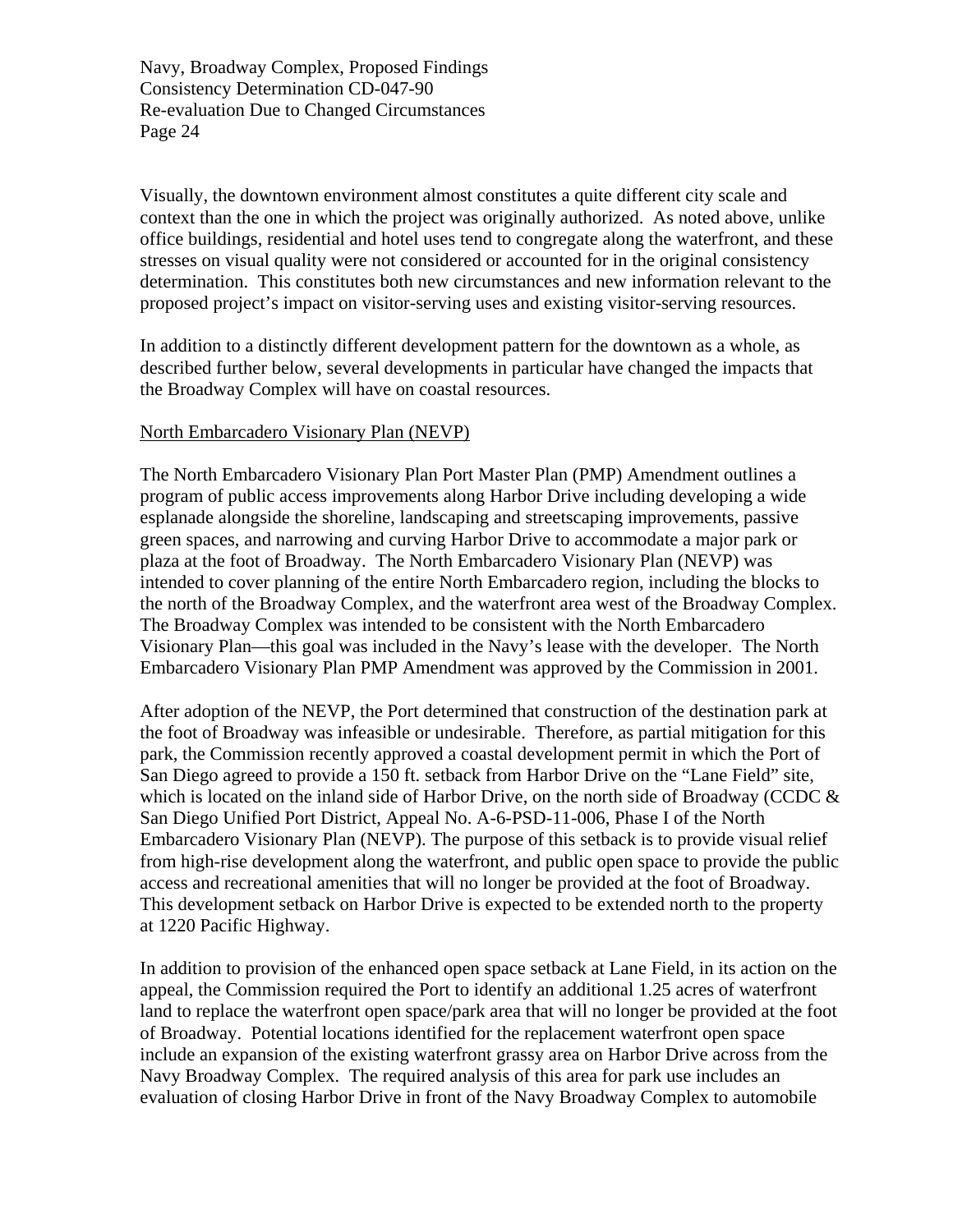Visually, the downtown environment almost constitutes a quite different city scale and context than the one in which the project was originally authorized. As noted above, unlike office buildings, residential and hotel uses tend to congregate along the waterfront, and these stresses on visual quality were not considered or accounted for in the original consistency determination. This constitutes both new circumstances and new information relevant to the proposed project's impact on visitor-serving uses and existing visitor-serving resources.

In addition to a distinctly different development pattern for the downtown as a whole, as described further below, several developments in particular have changed the impacts that the Broadway Complex will have on coastal resources.

North Embarcadero Visionary Plan (NEVP)

The North Embarcadero Visionary Plan Port Master Plan (PMP) Amendment outlines a program of public access improvements along Harbor Drive including developing a wide esplanade alongside the shoreline, landscaping and streetscaping improvements, passive green spaces, and narrowing and curving Harbor Drive to accommodate a major park or plaza at the foot of Broadway. The North Embarcadero Visionary Plan (NEVP) was intended to cover planning of the entire North Embarcadero region, including the blocks to the north of the Broadway Complex, and the waterfront area west of the Broadway Complex. The Broadway Complex was intended to be consistent with the North Embarcadero Visionary Plan—this goal was included in the Navy's lease with the developer. The North Embarcadero Visionary Plan PMP Amendment was approved by the Commission in 2001.

After adoption of the NEVP, the Port determined that construction of the destination park at the foot of Broadway was infeasible or undesirable. Therefore, as partial mitigation for this park, the Commission recently approved a coastal development permit in which the Port of San Diego agreed to provide a 150 ft. setback from Harbor Drive on the "Lane Field" site, which is located on the inland side of Harbor Drive, on the north side of Broadway (CCDC & San Diego Unified Port District, Appeal No. A-6-PSD-11-006, Phase I of the North Embarcadero Visionary Plan (NEVP). The purpose of this setback is to provide visual relief from high-rise development along the waterfront, and public open space to provide the public access and recreational amenities that will no longer be provided at the foot of Broadway. This development setback on Harbor Drive is expected to be extended north to the property at 1220 Pacific Highway.

In addition to provision of the enhanced open space setback at Lane Field, in its action on the appeal, the Commission required the Port to identify an additional 1.25 acres of waterfront land to replace the waterfront open space/park area that will no longer be provided at the foot of Broadway. Potential locations identified for the replacement waterfront open space include an expansion of the existing waterfront grassy area on Harbor Drive across from the Navy Broadway Complex. The required analysis of this area for park use includes an evaluation of closing Harbor Drive in front of the Navy Broadway Complex to automobile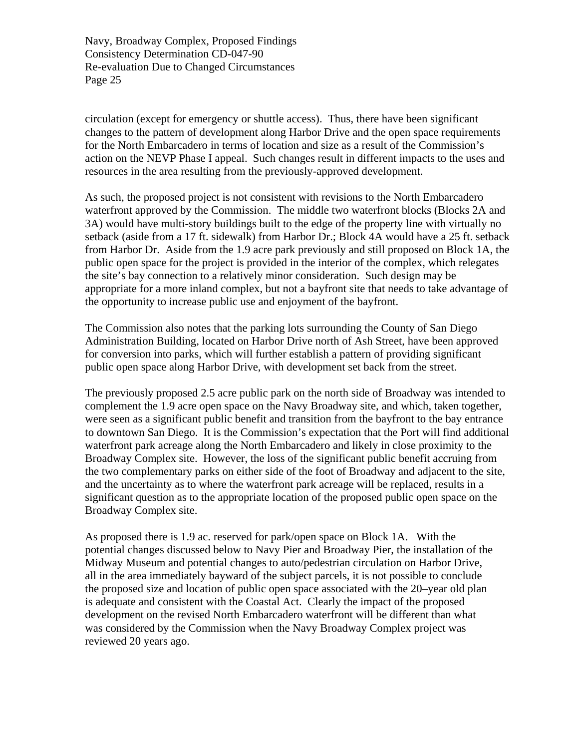circulation (except for emergency or shuttle access). Thus, there have been significant changes to the pattern of development along Harbor Drive and the open space requirements for the North Embarcadero in terms of location and size as a result of the Commission's action on the NEVP Phase I appeal. Such changes result in different impacts to the uses and resources in the area resulting from the previously-approved development.

As such, the proposed project is not consistent with revisions to the North Embarcadero waterfront approved by the Commission. The middle two waterfront blocks (Blocks 2A and 3A) would have multi-story buildings built to the edge of the property line with virtually no setback (aside from a 17 ft. sidewalk) from Harbor Dr.; Block 4A would have a 25 ft. setback from Harbor Dr. Aside from the 1.9 acre park previously and still proposed on Block 1A, the public open space for the project is provided in the interior of the complex, which relegates the site's bay connection to a relatively minor consideration. Such design may be appropriate for a more inland complex, but not a bayfront site that needs to take advantage of the opportunity to increase public use and enjoyment of the bayfront.

The Commission also notes that the parking lots surrounding the County of San Diego Administration Building, located on Harbor Drive north of Ash Street, have been approved for conversion into parks, which will further establish a pattern of providing significant public open space along Harbor Drive, with development set back from the street.

The previously proposed 2.5 acre public park on the north side of Broadway was intended to complement the 1.9 acre open space on the Navy Broadway site, and which, taken together, were seen as a significant public benefit and transition from the bayfront to the bay entrance to downtown San Diego. It is the Commission's expectation that the Port will find additional waterfront park acreage along the North Embarcadero and likely in close proximity to the Broadway Complex site. However, the loss of the significant public benefit accruing from the two complementary parks on either side of the foot of Broadway and adjacent to the site, and the uncertainty as to where the waterfront park acreage will be replaced, results in a significant question as to the appropriate location of the proposed public open space on the Broadway Complex site.

As proposed there is 1.9 ac. reserved for park/open space on Block 1A. With the potential changes discussed below to Navy Pier and Broadway Pier, the installation of the Midway Museum and potential changes to auto/pedestrian circulation on Harbor Drive, all in the area immediately bayward of the subject parcels, it is not possible to conclude the proposed size and location of public open space associated with the 20–year old plan is adequate and consistent with the Coastal Act. Clearly the impact of the proposed development on the revised North Embarcadero waterfront will be different than what was considered by the Commission when the Navy Broadway Complex project was reviewed 20 years ago.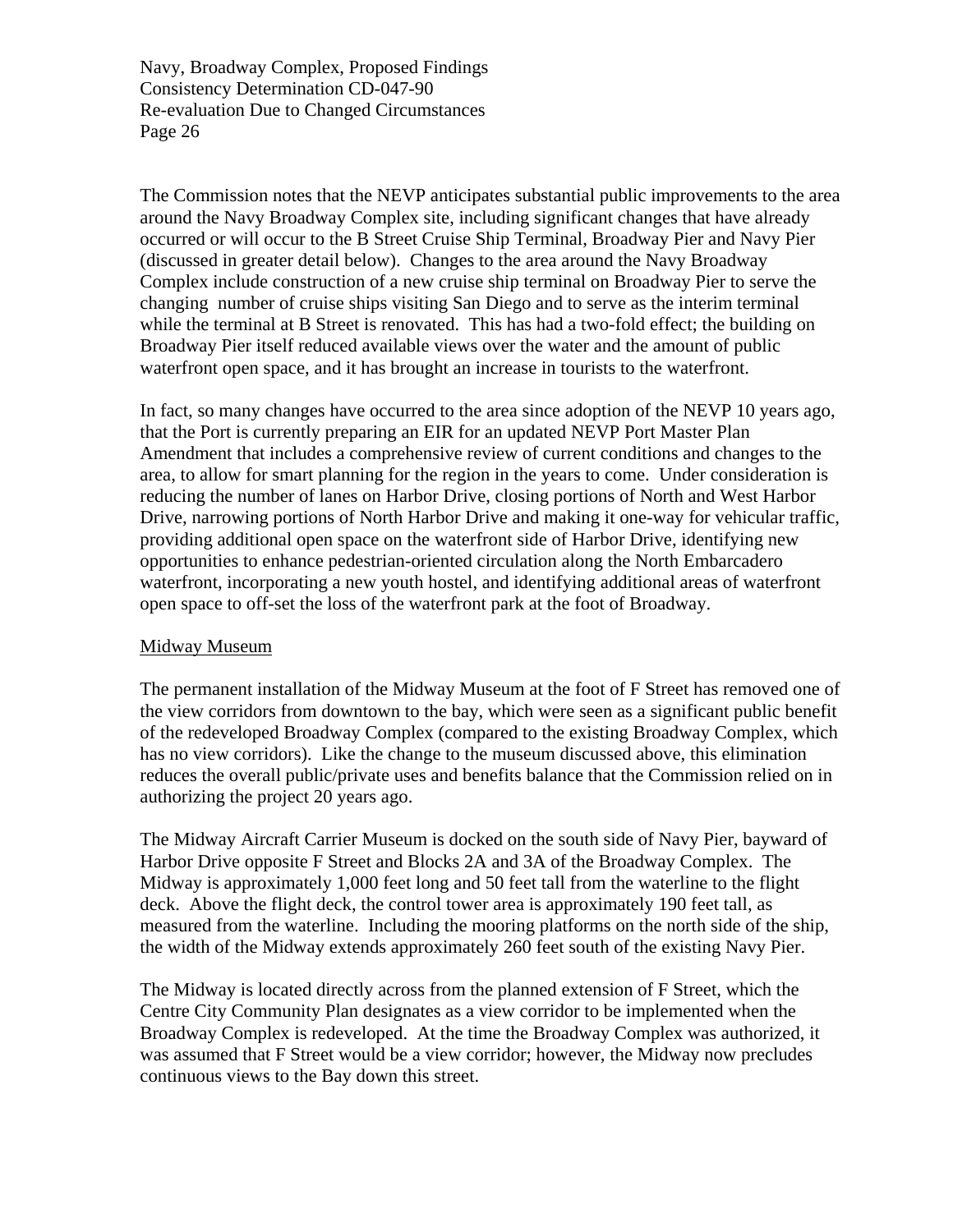The Commission notes that the NEVP anticipates substantial public improvements to the area around the Navy Broadway Complex site, including significant changes that have already occurred or will occur to the B Street Cruise Ship Terminal, Broadway Pier and Navy Pier (discussed in greater detail below). Changes to the area around the Navy Broadway Complex include construction of a new cruise ship terminal on Broadway Pier to serve the changing number of cruise ships visiting San Diego and to serve as the interim terminal while the terminal at B Street is renovated. This has had a two-fold effect; the building on Broadway Pier itself reduced available views over the water and the amount of public waterfront open space, and it has brought an increase in tourists to the waterfront.

In fact, so many changes have occurred to the area since adoption of the NEVP 10 years ago, that the Port is currently preparing an EIR for an updated NEVP Port Master Plan Amendment that includes a comprehensive review of current conditions and changes to the area, to allow for smart planning for the region in the years to come. Under consideration is reducing the number of lanes on Harbor Drive, closing portions of North and West Harbor Drive, narrowing portions of North Harbor Drive and making it one-way for vehicular traffic, providing additional open space on the waterfront side of Harbor Drive, identifying new opportunities to enhance pedestrian-oriented circulation along the North Embarcadero waterfront, incorporating a new youth hostel, and identifying additional areas of waterfront open space to off-set the loss of the waterfront park at the foot of Broadway.

<u>Midway Museum</u>

The permanent installation of the Midway Museum at the foot of F Street has removed one of the view corridors from downtown to the bay, which were seen as a significant public benefit of the redeveloped Broadway Complex (compared to the existing Broadway Complex, which has no view corridors). Like the change to the museum discussed above, this elimination reduces the overall public/private uses and benefits balance that the Commission relied on in authorizing the project 20 years ago.

The Midway Aircraft Carrier Museum is docked on the south side of Navy Pier, bayward of Harbor Drive opposite F Street and Blocks 2A and 3A of the Broadway Complex. The Midway is approximately 1,000 feet long and 50 feet tall from the waterline to the flight deck. Above the flight deck, the control tower area is approximately 190 feet tall, as measured from the waterline. Including the mooring platforms on the north side of the ship, the width of the Midway extends approximately 260 feet south of the existing Navy Pier.

The Midway is located directly across from the planned extension of F Street, which the Centre City Community Plan designates as a view corridor to be implemented when the Broadway Complex is redeveloped. At the time the Broadway Complex was authorized, it was assumed that F Street would be a view corridor; however, the Midway now precludes continuous views to the Bay down this street.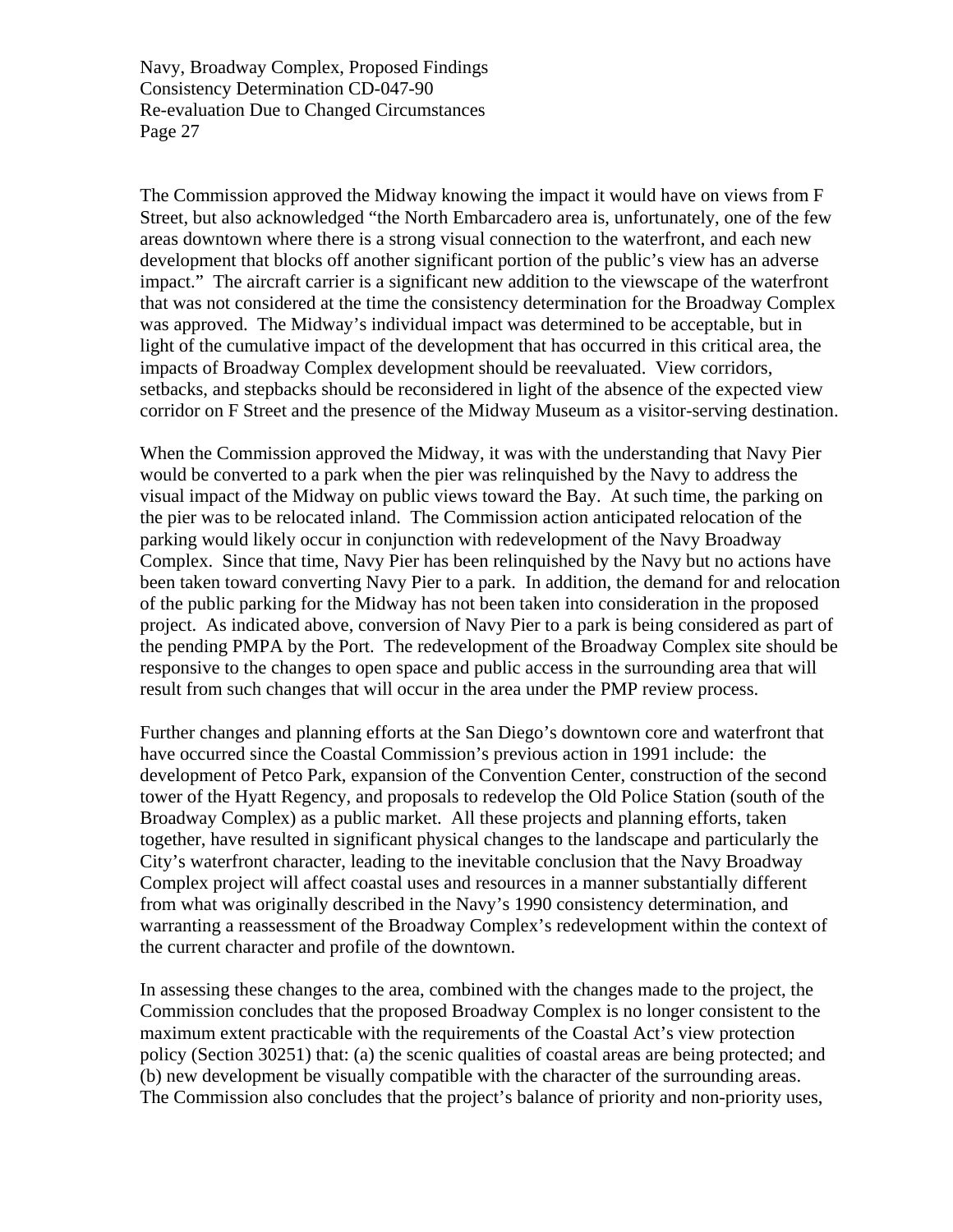The Commission approved the Midway knowing the impact it would have on views from F Street, but also acknowledged "the North Embarcadero area is, unfortunately, one of the few areas downtown where there is a strong visual connection to the waterfront, and each new development that blocks off another significant portion of the public's view has an adverse impact." The aircraft carrier is a significant new addition to the viewscape of the waterfront that was not considered at the time the consistency determination for the Broadway Complex was approved. The Midway's individual impact was determined to be acceptable, but in light of the cumulative impact of the development that has occurred in this critical area, the impacts of Broadway Complex development should be reevaluated. View corridors, setbacks, and stepbacks should be reconsidered in light of the absence of the expected view corridor on F Street and the presence of the Midway Museum as a visitor-serving destination.

When the Commission approved the Midway, it was with the understanding that Navy Pier would be converted to a park when the pier was relinquished by the Navy to address the visual impact of the Midway on public views toward the Bay. At such time, the parking on the pier was to be relocated inland. The Commission action anticipated relocation of the parking would likely occur in conjunction with redevelopment of the Navy Broadway Complex. Since that time, Navy Pier has been relinquished by the Navy but no actions have been taken toward converting Navy Pier to a park. In addition, the demand for and relocation of the public parking for the Midway has not been taken into consideration in the proposed project. As indicated above, conversion of Navy Pier to a park is being considered as part of the pending PMPA by the Port. The redevelopment of the Broadway Complex site should be responsive to the changes to open space and public access in the surrounding area that will result from such changes that will occur in the area under the PMP review process.

Further changes and planning efforts at the San Diego's downtown core and waterfront that have occurred since the Coastal Commission's previous action in 1991 include: the development of Petco Park, expansion of the Convention Center, construction of the second tower of the Hyatt Regency, and proposals to redevelop the Old Police Station (south of the Broadway Complex) as a public market. All these projects and planning efforts, taken together, have resulted in significant physical changes to the landscape and particularly the City's waterfront character, leading to the inevitable conclusion that the Navy Broadway Complex project will affect coastal uses and resources in a manner substantially different from what was originally described in the Navy's 1990 consistency determination, and warranting a reassessment of the Broadway Complex's redevelopment within the context of the current character and profile of the downtown.

In assessing these changes to the area, combined with the changes made to the project, the Commission concludes that the proposed Broadway Complex is no longer consistent to the maximum extent practicable with the requirements of the Coastal Act's view protection policy (Section 30251) that: (a) the scenic qualities of coastal areas are being protected; and (b) new development be visually compatible with the character of the surrounding areas. The Commission also concludes that the project's balance of priority and non-priority uses,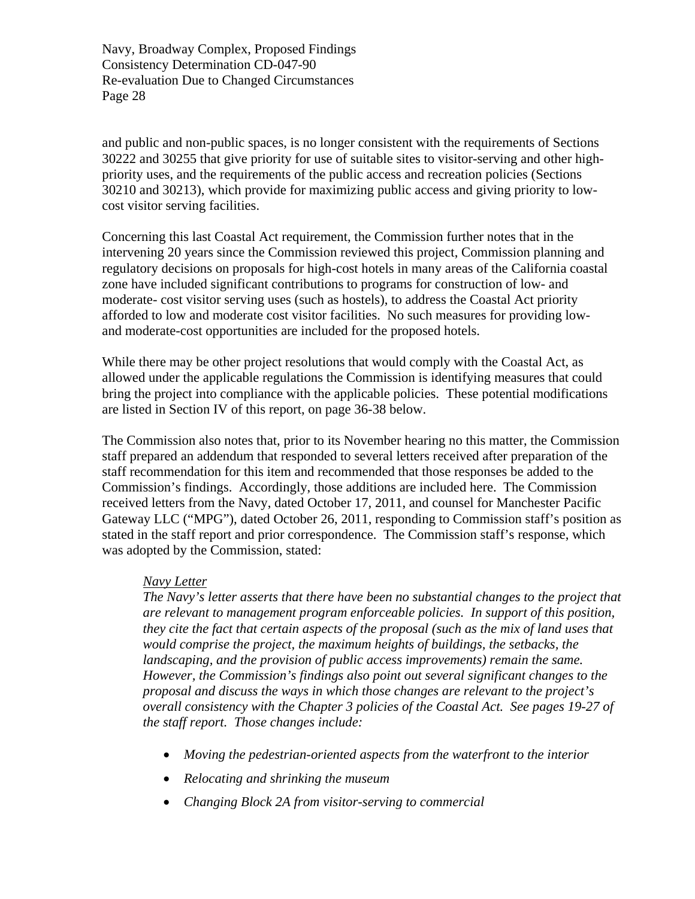and public and non-public spaces, is no longer consistent with the requirements of Sections 30222 and 30255 that give priority for use of suitable sites to visitor-serving and other high-priority uses, and the requirements of the public access and recreation policies (Sections 30210 and 30213), which provide for maximizing public access and giving priority to low-cost visitor serving facilities.

Concerning this last Coastal Act requirement, the Commission further notes that in the intervening 20 years since the Commission reviewed this project, Commission planning and regulatory decisions on proposals for high-cost hotels in many areas of the California coastal zone have included significant contributions to programs for construction of low- and moderate- cost visitor serving uses (such as hostels), to address the Coastal Act priority afforded to low and moderate cost visitor facilities. No such measures for providing low- and moderate-cost opportunities are included for the proposed hotels.

While there may be other project resolutions that would comply with the Coastal Act, as allowed under the applicable regulations the Commission is identifying measures that could bring the project into compliance with the applicable policies. These potential modifications are listed in Section IV of this report, on page 36-38 below.

The Commission also notes that, prior to its November hearing no this matter, the Commission staff prepared an addendum that responded to several letters received after preparation of the staff recommendation for this item and recommended that those responses be added to the Commission's findings. Accordingly, those additions are included here. The Commission received letters from the Navy, dated October 17, 2011, and counsel for Manchester Pacific Gateway LLC ("MPG"), dated October 26, 2011, responding to Commission staff's position as stated in the staff report and prior correspondence. The Commission staff's response, which was adopted by the Commission, stated:

> <u>*Navy Letter*</u>
> *The Navy's letter asserts that there have been no substantial changes to the project that are relevant to management program enforceable policies. In support of this position, they cite the fact that certain aspects of the proposal (such as the mix of land uses that would comprise the project, the maximum heights of buildings, the setbacks, the landscaping, and the provision of public access improvements) remain the same. However, the Commission's findings also point out several significant changes to the proposal and discuss the ways in which those changes are relevant to the project's overall consistency with the Chapter 3 policies of the Coastal Act. See pages 19-27 of the staff report. Those changes include:*
>
> - *Moving the pedestrian-oriented aspects from the waterfront to the interior*
> - *Relocating and shrinking the museum*
> - *Changing Block 2A from visitor-serving to commercial*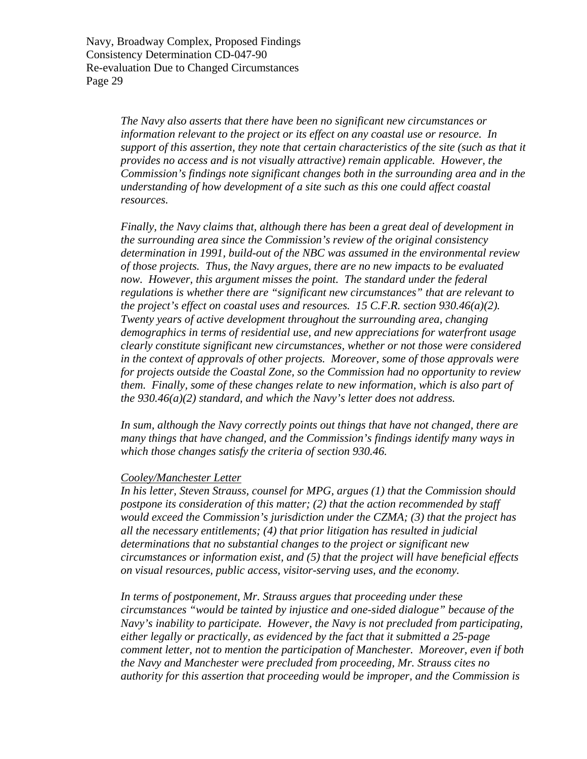*The Navy also asserts that there have been no significant new circumstances or information relevant to the project or its effect on any coastal use or resource. In support of this assertion, they note that certain characteristics of the site (such as that it provides no access and is not visually attractive) remain applicable. However, the Commission's findings note significant changes both in the surrounding area and in the understanding of how development of a site such as this one could affect coastal resources.*

*Finally, the Navy claims that, although there has been a great deal of development in the surrounding area since the Commission's review of the original consistency determination in 1991, build-out of the NBC was assumed in the environmental review of those projects. Thus, the Navy argues, there are no new impacts to be evaluated now. However, this argument misses the point. The standard under the federal regulations is whether there are "significant new circumstances" that are relevant to the project's effect on coastal uses and resources. 15 C.F.R. section 930.46(a)(2). Twenty years of active development throughout the surrounding area, changing demographics in terms of residential use, and new appreciations for waterfront usage clearly constitute significant new circumstances, whether or not those were considered in the context of approvals of other projects. Moreover, some of those approvals were for projects outside the Coastal Zone, so the Commission had no opportunity to review them. Finally, some of these changes relate to new information, which is also part of the 930.46(a)(2) standard, and which the Navy's letter does not address.*

*In sum, although the Navy correctly points out things that have not changed, there are many things that have changed, and the Commission's findings identify many ways in which those changes satisfy the criteria of section 930.46.*

*Cooley/Manchester Letter*

*In his letter, Steven Strauss, counsel for MPG, argues (1) that the Commission should postpone its consideration of this matter; (2) that the action recommended by staff would exceed the Commission's jurisdiction under the CZMA; (3) that the project has all the necessary entitlements; (4) that prior litigation has resulted in judicial determinations that no substantial changes to the project or significant new circumstances or information exist, and (5) that the project will have beneficial effects on visual resources, public access, visitor-serving uses, and the economy.*

*In terms of postponement, Mr. Strauss argues that proceeding under these circumstances "would be tainted by injustice and one-sided dialogue" because of the Navy's inability to participate. However, the Navy is not precluded from participating, either legally or practically, as evidenced by the fact that it submitted a 25-page comment letter, not to mention the participation of Manchester. Moreover, even if both the Navy and Manchester were precluded from proceeding, Mr. Strauss cites no authority for this assertion that proceeding would be improper, and the Commission is*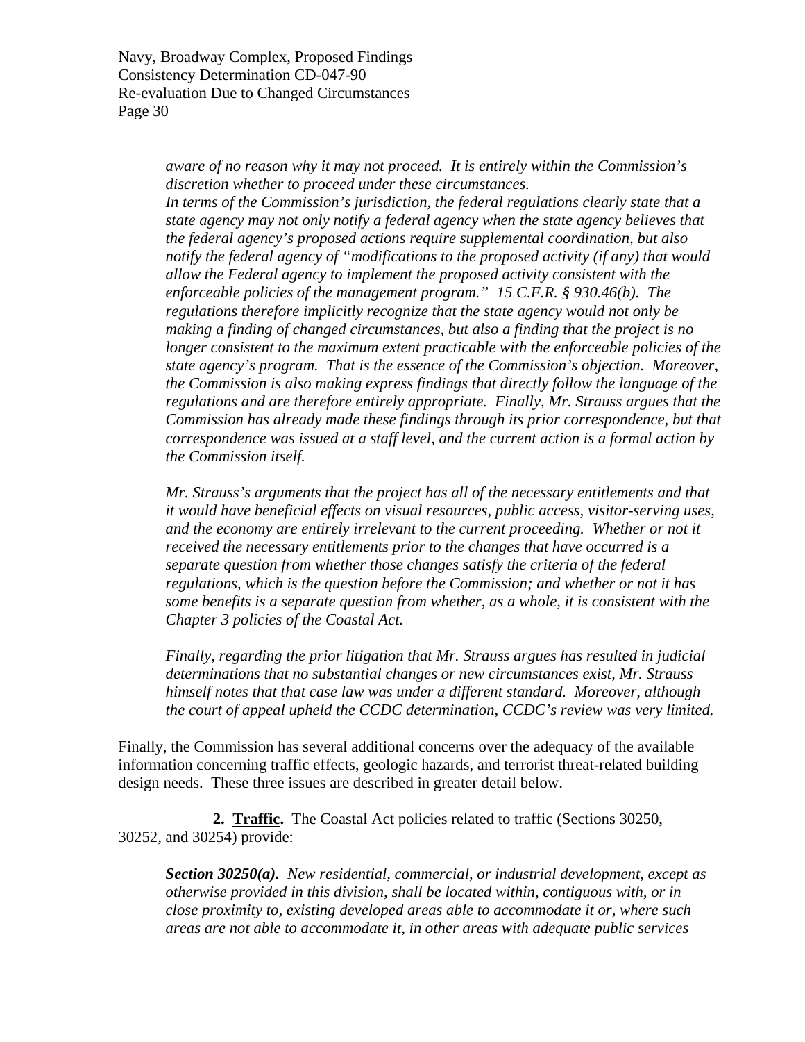*aware of no reason why it may not proceed. It is entirely within the Commission's discretion whether to proceed under these circumstances.*

*In terms of the Commission's jurisdiction, the federal regulations clearly state that a state agency may not only notify a federal agency when the state agency believes that the federal agency's proposed actions require supplemental coordination, but also notify the federal agency of "modifications to the proposed activity (if any) that would allow the Federal agency to implement the proposed activity consistent with the enforceable policies of the management program." 15 C.F.R. § 930.46(b). The regulations therefore implicitly recognize that the state agency would not only be making a finding of changed circumstances, but also a finding that the project is no longer consistent to the maximum extent practicable with the enforceable policies of the state agency's program. That is the essence of the Commission's objection. Moreover, the Commission is also making express findings that directly follow the language of the regulations and are therefore entirely appropriate. Finally, Mr. Strauss argues that the Commission has already made these findings through its prior correspondence, but that correspondence was issued at a staff level, and the current action is a formal action by the Commission itself.*

*Mr. Strauss's arguments that the project has all of the necessary entitlements and that it would have beneficial effects on visual resources, public access, visitor-serving uses, and the economy are entirely irrelevant to the current proceeding. Whether or not it received the necessary entitlements prior to the changes that have occurred is a separate question from whether those changes satisfy the criteria of the federal regulations, which is the question before the Commission; and whether or not it has some benefits is a separate question from whether, as a whole, it is consistent with the Chapter 3 policies of the Coastal Act.*

*Finally, regarding the prior litigation that Mr. Strauss argues has resulted in judicial determinations that no substantial changes or new circumstances exist, Mr. Strauss himself notes that that case law was under a different standard. Moreover, although the court of appeal upheld the CCDC determination, CCDC's review was very limited.*

Finally, the Commission has several additional concerns over the adequacy of the available information concerning traffic effects, geologic hazards, and terrorist threat-related building design needs. These three issues are described in greater detail below.

**2. Traffic.** The Coastal Act policies related to traffic (Sections 30250, 30252, and 30254) provide:

***Section 30250(a).*** *New residential, commercial, or industrial development, except as otherwise provided in this division, shall be located within, contiguous with, or in close proximity to, existing developed areas able to accommodate it or, where such areas are not able to accommodate it, in other areas with adequate public services*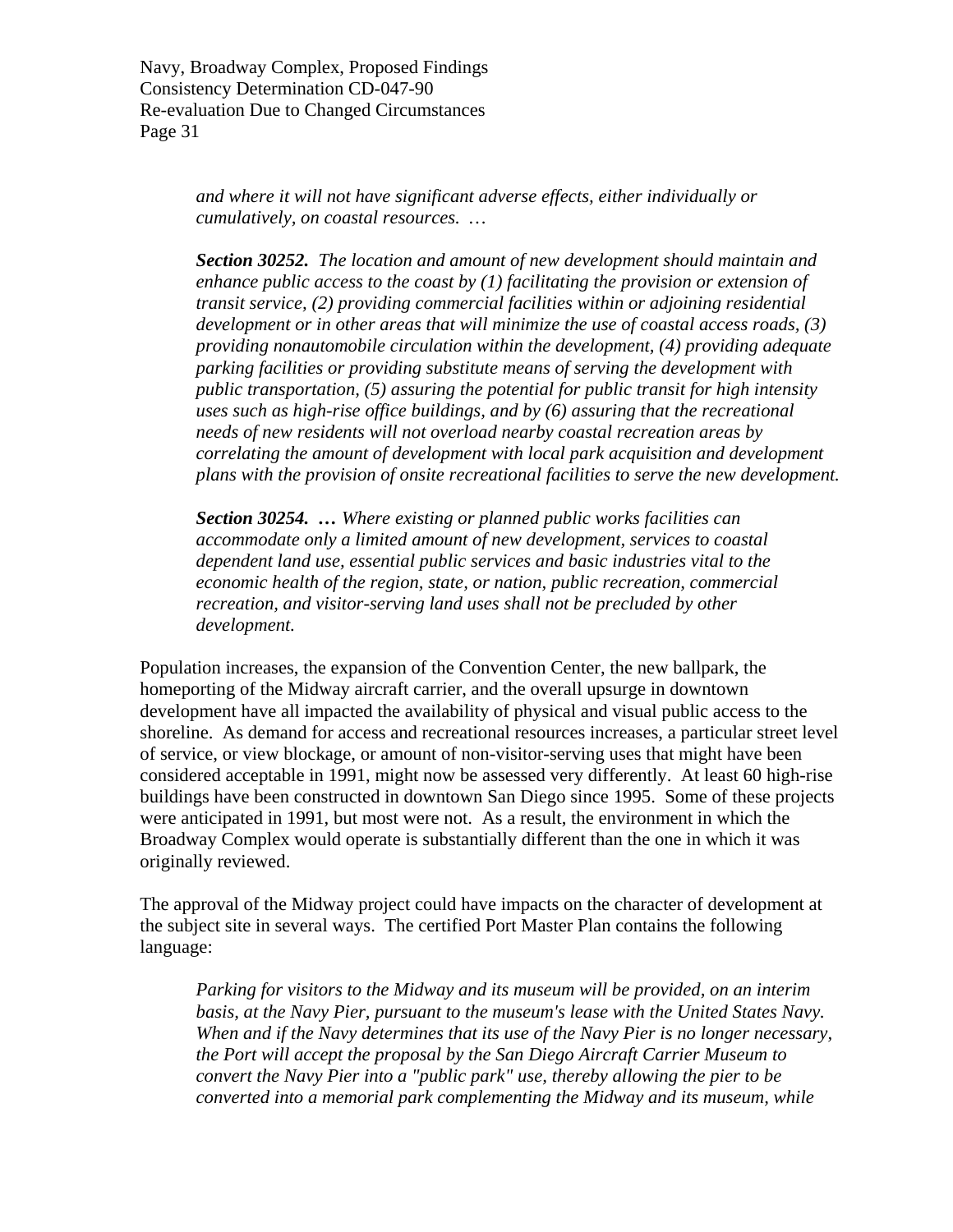*and where it will not have significant adverse effects, either individually or cumulatively, on coastal resources. …*

***Section 30252.*** *The location and amount of new development should maintain and enhance public access to the coast by (1) facilitating the provision or extension of transit service, (2) providing commercial facilities within or adjoining residential development or in other areas that will minimize the use of coastal access roads, (3) providing nonautomobile circulation within the development, (4) providing adequate parking facilities or providing substitute means of serving the development with public transportation, (5) assuring the potential for public transit for high intensity uses such as high-rise office buildings, and by (6) assuring that the recreational needs of new residents will not overload nearby coastal recreation areas by correlating the amount of development with local park acquisition and development plans with the provision of onsite recreational facilities to serve the new development.*

***Section 30254. …*** *Where existing or planned public works facilities can accommodate only a limited amount of new development, services to coastal dependent land use, essential public services and basic industries vital to the economic health of the region, state, or nation, public recreation, commercial recreation, and visitor-serving land uses shall not be precluded by other development.*

Population increases, the expansion of the Convention Center, the new ballpark, the homeporting of the Midway aircraft carrier, and the overall upsurge in downtown development have all impacted the availability of physical and visual public access to the shoreline. As demand for access and recreational resources increases, a particular street level of service, or view blockage, or amount of non-visitor-serving uses that might have been considered acceptable in 1991, might now be assessed very differently. At least 60 high-rise buildings have been constructed in downtown San Diego since 1995. Some of these projects were anticipated in 1991, but most were not. As a result, the environment in which the Broadway Complex would operate is substantially different than the one in which it was originally reviewed.

The approval of the Midway project could have impacts on the character of development at the subject site in several ways. The certified Port Master Plan contains the following language:

*Parking for visitors to the Midway and its museum will be provided, on an interim basis, at the Navy Pier, pursuant to the museum's lease with the United States Navy. When and if the Navy determines that its use of the Navy Pier is no longer necessary, the Port will accept the proposal by the San Diego Aircraft Carrier Museum to convert the Navy Pier into a "public park" use, thereby allowing the pier to be converted into a memorial park complementing the Midway and its museum, while*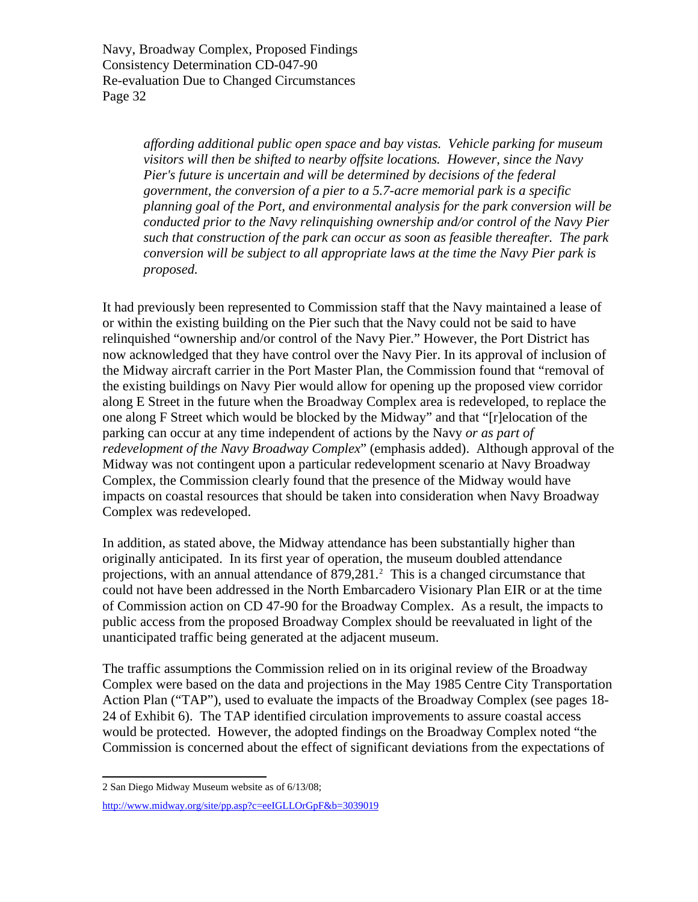> *affording additional public open space and bay vistas. Vehicle parking for museum visitors will then be shifted to nearby offsite locations. However, since the Navy Pier's future is uncertain and will be determined by decisions of the federal government, the conversion of a pier to a 5.7-acre memorial park is a specific planning goal of the Port, and environmental analysis for the park conversion will be conducted prior to the Navy relinquishing ownership and/or control of the Navy Pier such that construction of the park can occur as soon as feasible thereafter. The park conversion will be subject to all appropriate laws at the time the Navy Pier park is proposed.*

It had previously been represented to Commission staff that the Navy maintained a lease of or within the existing building on the Pier such that the Navy could not be said to have relinquished "ownership and/or control of the Navy Pier." However, the Port District has now acknowledged that they have control over the Navy Pier. In its approval of inclusion of the Midway aircraft carrier in the Port Master Plan, the Commission found that "removal of the existing buildings on Navy Pier would allow for opening up the proposed view corridor along E Street in the future when the Broadway Complex area is redeveloped, to replace the one along F Street which would be blocked by the Midway" and that "[r]elocation of the parking can occur at any time independent of actions by the Navy *or as part of redevelopment of the Navy Broadway Complex*" (emphasis added). Although approval of the Midway was not contingent upon a particular redevelopment scenario at Navy Broadway Complex, the Commission clearly found that the presence of the Midway would have impacts on coastal resources that should be taken into consideration when Navy Broadway Complex was redeveloped.

In addition, as stated above, the Midway attendance has been substantially higher than originally anticipated. In its first year of operation, the museum doubled attendance projections, with an annual attendance of 879,281.[2] This is a changed circumstance that could not have been addressed in the North Embarcadero Visionary Plan EIR or at the time of Commission action on CD 47-90 for the Broadway Complex. As a result, the impacts to public access from the proposed Broadway Complex should be reevaluated in light of the unanticipated traffic being generated at the adjacent museum.

The traffic assumptions the Commission relied on in its original review of the Broadway Complex were based on the data and projections in the May 1985 Centre City Transportation Action Plan ("TAP"), used to evaluate the impacts of the Broadway Complex (see pages 18-24 of Exhibit 6). The TAP identified circulation improvements to assure coastal access would be protected. However, the adopted findings on the Broadway Complex noted "the Commission is concerned about the effect of significant deviations from the expectations of

---

2 San Diego Midway Museum website as of 6/13/08;

http://www.midway.org/site/pp.asp?c=eeIGLLOrGpF&b=3039019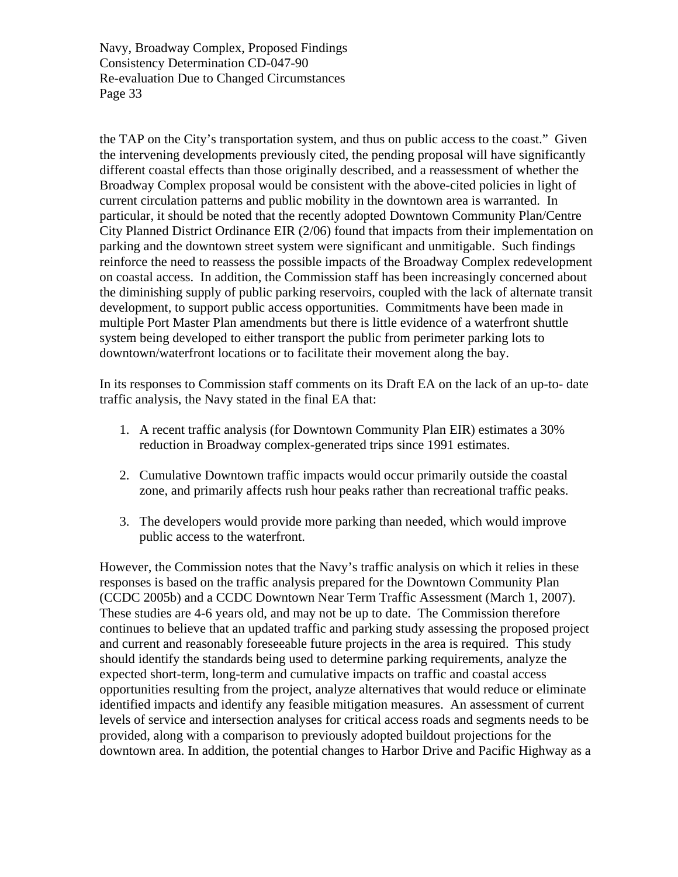the TAP on the City's transportation system, and thus on public access to the coast." Given the intervening developments previously cited, the pending proposal will have significantly different coastal effects than those originally described, and a reassessment of whether the Broadway Complex proposal would be consistent with the above-cited policies in light of current circulation patterns and public mobility in the downtown area is warranted. In particular, it should be noted that the recently adopted Downtown Community Plan/Centre City Planned District Ordinance EIR (2/06) found that impacts from their implementation on parking and the downtown street system were significant and unmitigable. Such findings reinforce the need to reassess the possible impacts of the Broadway Complex redevelopment on coastal access. In addition, the Commission staff has been increasingly concerned about the diminishing supply of public parking reservoirs, coupled with the lack of alternate transit development, to support public access opportunities. Commitments have been made in multiple Port Master Plan amendments but there is little evidence of a waterfront shuttle system being developed to either transport the public from perimeter parking lots to downtown/waterfront locations or to facilitate their movement along the bay.

In its responses to Commission staff comments on its Draft EA on the lack of an up-to- date traffic analysis, the Navy stated in the final EA that:

1. A recent traffic analysis (for Downtown Community Plan EIR) estimates a 30% reduction in Broadway complex-generated trips since 1991 estimates.

2. Cumulative Downtown traffic impacts would occur primarily outside the coastal zone, and primarily affects rush hour peaks rather than recreational traffic peaks.

3. The developers would provide more parking than needed, which would improve public access to the waterfront.

However, the Commission notes that the Navy's traffic analysis on which it relies in these responses is based on the traffic analysis prepared for the Downtown Community Plan (CCDC 2005b) and a CCDC Downtown Near Term Traffic Assessment (March 1, 2007). These studies are 4-6 years old, and may not be up to date. The Commission therefore continues to believe that an updated traffic and parking study assessing the proposed project and current and reasonably foreseeable future projects in the area is required. This study should identify the standards being used to determine parking requirements, analyze the expected short-term, long-term and cumulative impacts on traffic and coastal access opportunities resulting from the project, analyze alternatives that would reduce or eliminate identified impacts and identify any feasible mitigation measures. An assessment of current levels of service and intersection analyses for critical access roads and segments needs to be provided, along with a comparison to previously adopted buildout projections for the downtown area. In addition, the potential changes to Harbor Drive and Pacific Highway as a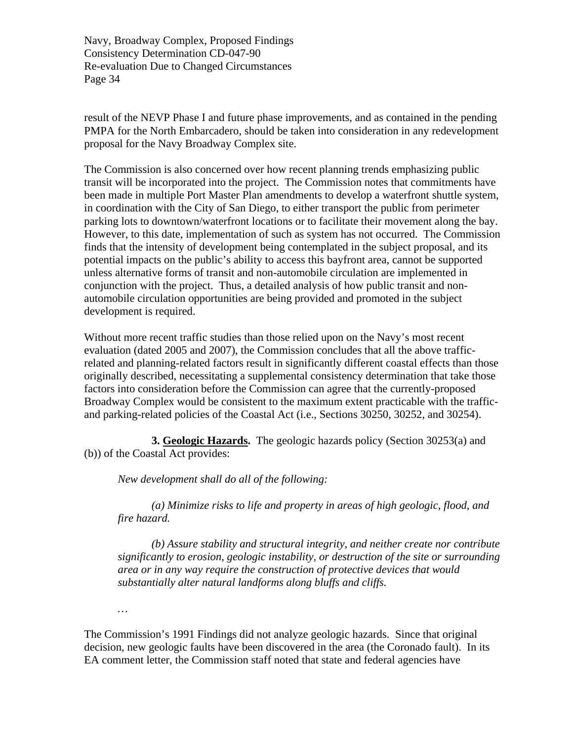result of the NEVP Phase I and future phase improvements, and as contained in the pending PMPA for the North Embarcadero, should be taken into consideration in any redevelopment proposal for the Navy Broadway Complex site.

The Commission is also concerned over how recent planning trends emphasizing public transit will be incorporated into the project. The Commission notes that commitments have been made in multiple Port Master Plan amendments to develop a waterfront shuttle system, in coordination with the City of San Diego, to either transport the public from perimeter parking lots to downtown/waterfront locations or to facilitate their movement along the bay. However, to this date, implementation of such as system has not occurred. The Commission finds that the intensity of development being contemplated in the subject proposal, and its potential impacts on the public's ability to access this bayfront area, cannot be supported unless alternative forms of transit and non-automobile circulation are implemented in conjunction with the project. Thus, a detailed analysis of how public transit and non-automobile circulation opportunities are being provided and promoted in the subject development is required.

Without more recent traffic studies than those relied upon on the Navy's most recent evaluation (dated 2005 and 2007), the Commission concludes that all the above traffic-related and planning-related factors result in significantly different coastal effects than those originally described, necessitating a supplemental consistency determination that take those factors into consideration before the Commission can agree that the currently-proposed Broadway Complex would be consistent to the maximum extent practicable with the traffic- and parking-related policies of the Coastal Act (i.e., Sections 30250, 30252, and 30254).

**3. <u>Geologic Hazards</u>.** The geologic hazards policy (Section 30253(a) and (b)) of the Coastal Act provides:

*New development shall do all of the following:*

*(a) Minimize risks to life and property in areas of high geologic, flood, and fire hazard.*

*(b) Assure stability and structural integrity, and neither create nor contribute significantly to erosion, geologic instability, or destruction of the site or surrounding area or in any way require the construction of protective devices that would substantially alter natural landforms along bluffs and cliffs.*

…

The Commission's 1991 Findings did not analyze geologic hazards. Since that original decision, new geologic faults have been discovered in the area (the Coronado fault). In its EA comment letter, the Commission staff noted that state and federal agencies have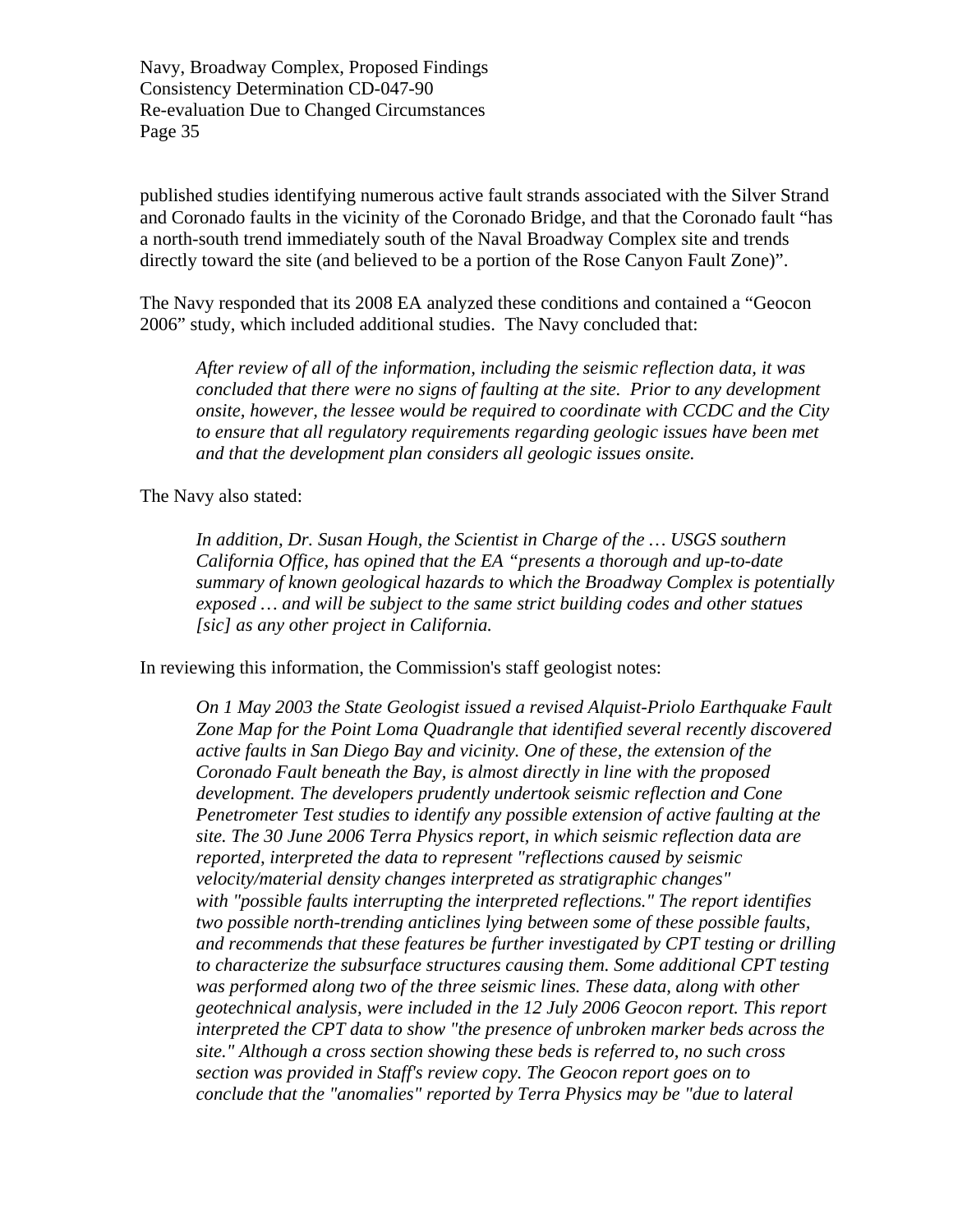published studies identifying numerous active fault strands associated with the Silver Strand and Coronado faults in the vicinity of the Coronado Bridge, and that the Coronado fault "has a north-south trend immediately south of the Naval Broadway Complex site and trends directly toward the site (and believed to be a portion of the Rose Canyon Fault Zone)".

The Navy responded that its 2008 EA analyzed these conditions and contained a "Geocon 2006" study, which included additional studies. The Navy concluded that:

> *After review of all of the information, including the seismic reflection data, it was concluded that there were no signs of faulting at the site. Prior to any development onsite, however, the lessee would be required to coordinate with CCDC and the City to ensure that all regulatory requirements regarding geologic issues have been met and that the development plan considers all geologic issues onsite.*

The Navy also stated:

> *In addition, Dr. Susan Hough, the Scientist in Charge of the … USGS southern California Office, has opined that the EA "presents a thorough and up-to-date summary of known geological hazards to which the Broadway Complex is potentially exposed … and will be subject to the same strict building codes and other statues [sic] as any other project in California.*

In reviewing this information, the Commission's staff geologist notes:

> *On 1 May 2003 the State Geologist issued a revised Alquist-Priolo Earthquake Fault Zone Map for the Point Loma Quadrangle that identified several recently discovered active faults in San Diego Bay and vicinity. One of these, the extension of the Coronado Fault beneath the Bay, is almost directly in line with the proposed development. The developers prudently undertook seismic reflection and Cone Penetrometer Test studies to identify any possible extension of active faulting at the site. The 30 June 2006 Terra Physics report, in which seismic reflection data are reported, interpreted the data to represent "reflections caused by seismic velocity/material density changes interpreted as stratigraphic changes" with "possible faults interrupting the interpreted reflections." The report identifies two possible north-trending anticlines lying between some of these possible faults, and recommends that these features be further investigated by CPT testing or drilling to characterize the subsurface structures causing them. Some additional CPT testing was performed along two of the three seismic lines. These data, along with other geotechnical analysis, were included in the 12 July 2006 Geocon report. This report interpreted the CPT data to show "the presence of unbroken marker beds across the site." Although a cross section showing these beds is referred to, no such cross section was provided in Staff's review copy. The Geocon report goes on to conclude that the "anomalies" reported by Terra Physics may be "due to lateral*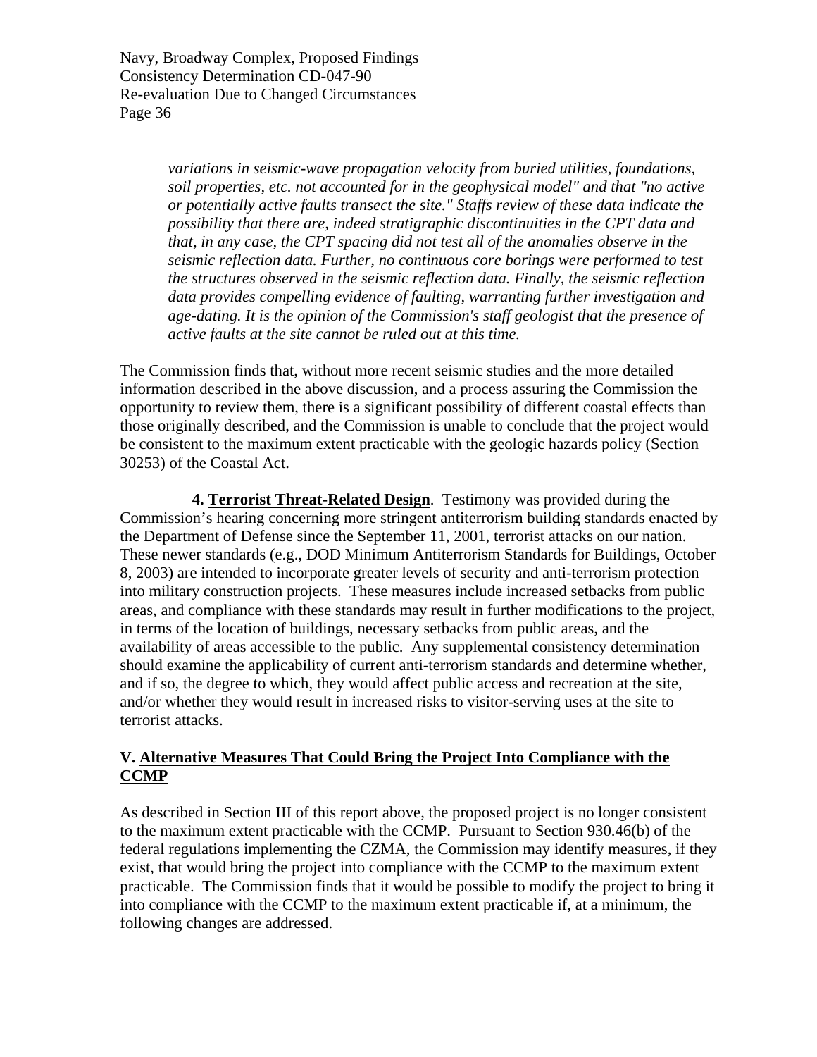> *variations in seismic-wave propagation velocity from buried utilities, foundations, soil properties, etc. not accounted for in the geophysical model" and that "no active or potentially active faults transect the site." Staffs review of these data indicate the possibility that there are, indeed stratigraphic discontinuities in the CPT data and that, in any case, the CPT spacing did not test all of the anomalies observe in the seismic reflection data. Further, no continuous core borings were performed to test the structures observed in the seismic reflection data. Finally, the seismic reflection data provides compelling evidence of faulting, warranting further investigation and age-dating. It is the opinion of the Commission's staff geologist that the presence of active faults at the site cannot be ruled out at this time.*

The Commission finds that, without more recent seismic studies and the more detailed information described in the above discussion, and a process assuring the Commission the opportunity to review them, there is a significant possibility of different coastal effects than those originally described, and the Commission is unable to conclude that the project would be consistent to the maximum extent practicable with the geologic hazards policy (Section 30253) of the Coastal Act.

**4. Terrorist Threat-Related Design**. Testimony was provided during the Commission's hearing concerning more stringent antiterrorism building standards enacted by the Department of Defense since the September 11, 2001, terrorist attacks on our nation. These newer standards (e.g., DOD Minimum Antiterrorism Standards for Buildings, October 8, 2003) are intended to incorporate greater levels of security and anti-terrorism protection into military construction projects. These measures include increased setbacks from public areas, and compliance with these standards may result in further modifications to the project, in terms of the location of buildings, necessary setbacks from public areas, and the availability of areas accessible to the public. Any supplemental consistency determination should examine the applicability of current anti-terrorism standards and determine whether, and if so, the degree to which, they would affect public access and recreation at the site, and/or whether they would result in increased risks to visitor-serving uses at the site to terrorist attacks.

## V. Alternative Measures That Could Bring the Project Into Compliance with the CCMP

As described in Section III of this report above, the proposed project is no longer consistent to the maximum extent practicable with the CCMP. Pursuant to Section 930.46(b) of the federal regulations implementing the CZMA, the Commission may identify measures, if they exist, that would bring the project into compliance with the CCMP to the maximum extent practicable. The Commission finds that it would be possible to modify the project to bring it into compliance with the CCMP to the maximum extent practicable if, at a minimum, the following changes are addressed.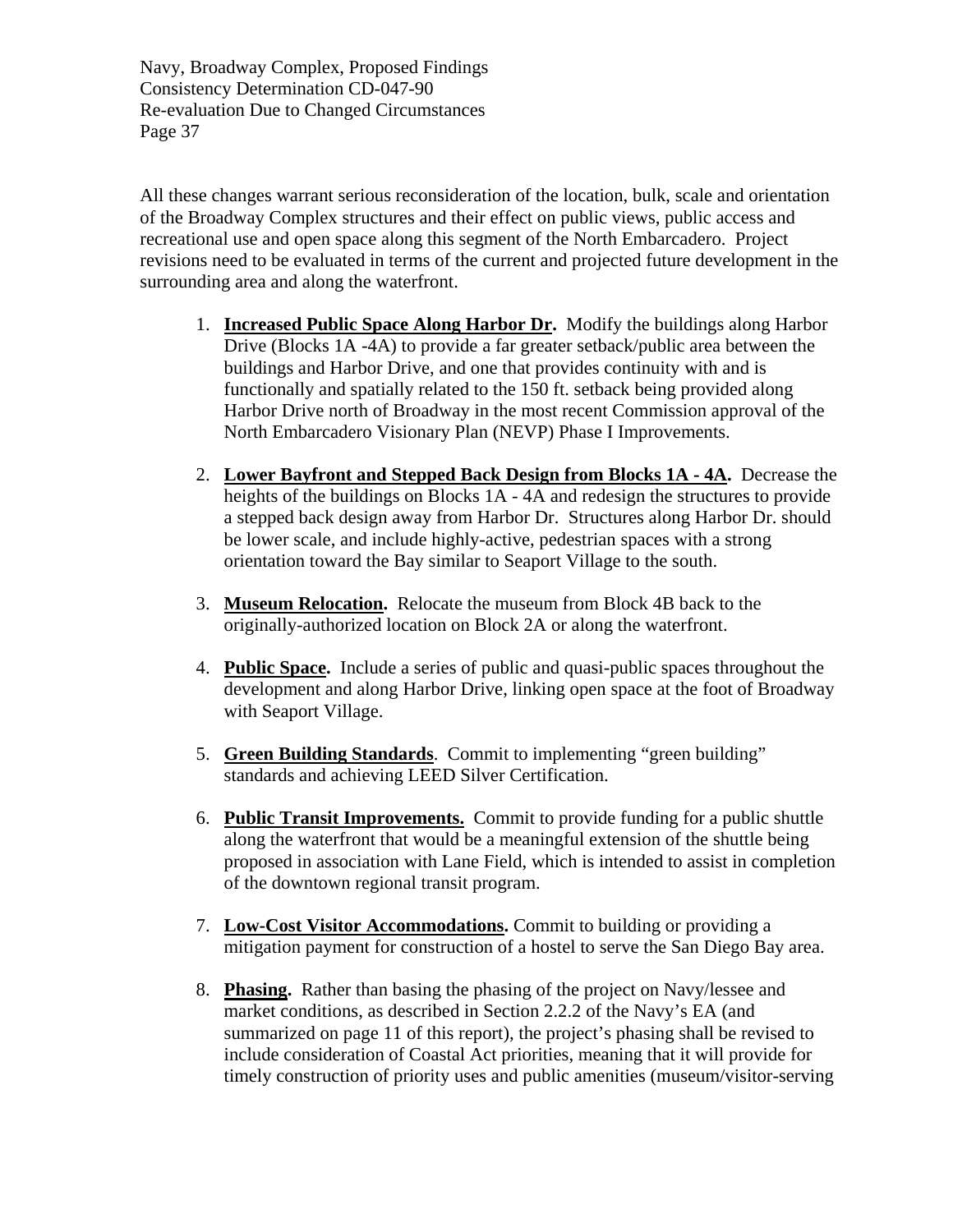All these changes warrant serious reconsideration of the location, bulk, scale and orientation of the Broadway Complex structures and their effect on public views, public access and recreational use and open space along this segment of the North Embarcadero. Project revisions need to be evaluated in terms of the current and projected future development in the surrounding area and along the waterfront.

1. **Increased Public Space Along Harbor Dr.** Modify the buildings along Harbor Drive (Blocks 1A -4A) to provide a far greater setback/public area between the buildings and Harbor Drive, and one that provides continuity with and is functionally and spatially related to the 150 ft. setback being provided along Harbor Drive north of Broadway in the most recent Commission approval of the North Embarcadero Visionary Plan (NEVP) Phase I Improvements.

2. **Lower Bayfront and Stepped Back Design from Blocks 1A - 4A.** Decrease the heights of the buildings on Blocks 1A - 4A and redesign the structures to provide a stepped back design away from Harbor Dr. Structures along Harbor Dr. should be lower scale, and include highly-active, pedestrian spaces with a strong orientation toward the Bay similar to Seaport Village to the south.

3. **Museum Relocation.** Relocate the museum from Block 4B back to the originally-authorized location on Block 2A or along the waterfront.

4. **Public Space.** Include a series of public and quasi-public spaces throughout the development and along Harbor Drive, linking open space at the foot of Broadway with Seaport Village.

5. **Green Building Standards**. Commit to implementing "green building" standards and achieving LEED Silver Certification.

6. **Public Transit Improvements.** Commit to provide funding for a public shuttle along the waterfront that would be a meaningful extension of the shuttle being proposed in association with Lane Field, which is intended to assist in completion of the downtown regional transit program.

7. **Low-Cost Visitor Accommodations.** Commit to building or providing a mitigation payment for construction of a hostel to serve the San Diego Bay area.

8. **Phasing.** Rather than basing the phasing of the project on Navy/lessee and market conditions, as described in Section 2.2.2 of the Navy's EA (and summarized on page 11 of this report), the project's phasing shall be revised to include consideration of Coastal Act priorities, meaning that it will provide for timely construction of priority uses and public amenities (museum/visitor-serving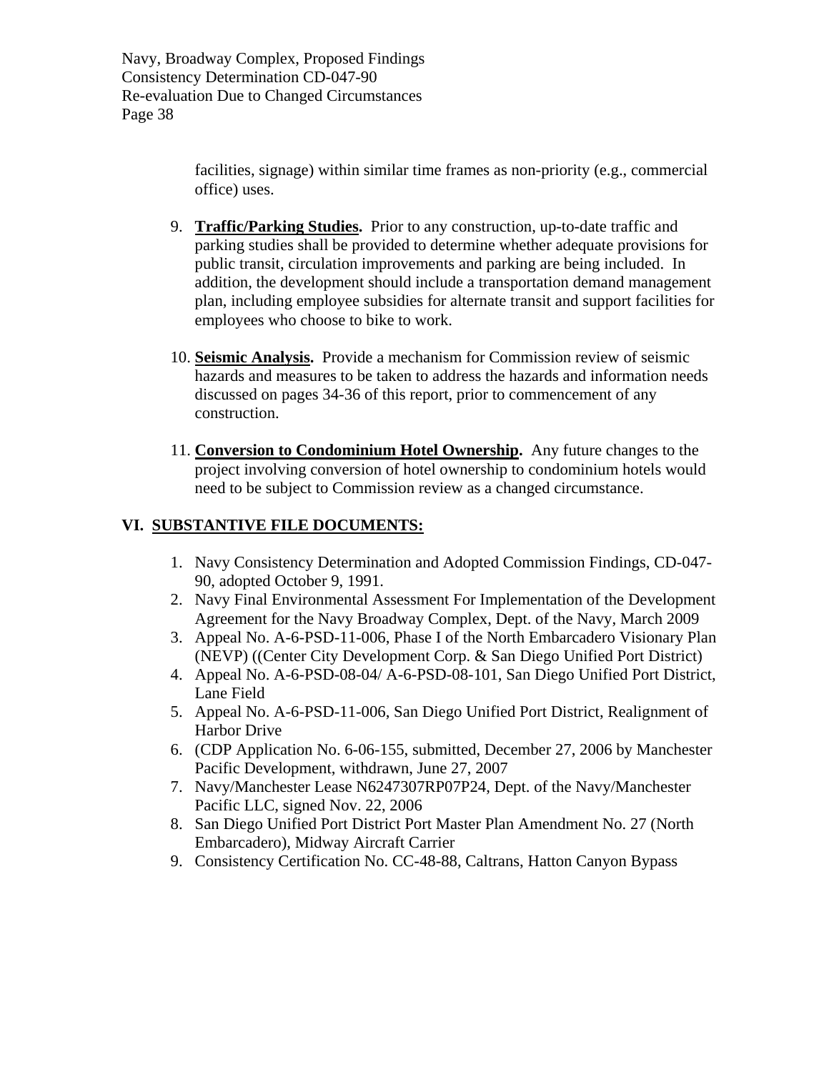facilities, signage) within similar time frames as non-priority (e.g., commercial office) uses.

9. **Traffic/Parking Studies.** Prior to any construction, up-to-date traffic and parking studies shall be provided to determine whether adequate provisions for public transit, circulation improvements and parking are being included. In addition, the development should include a transportation demand management plan, including employee subsidies for alternate transit and support facilities for employees who choose to bike to work.

10. **Seismic Analysis.** Provide a mechanism for Commission review of seismic hazards and measures to be taken to address the hazards and information needs discussed on pages 34-36 of this report, prior to commencement of any construction.

11. **Conversion to Condominium Hotel Ownership.** Any future changes to the project involving conversion of hotel ownership to condominium hotels would need to be subject to Commission review as a changed circumstance.

## VI. SUBSTANTIVE FILE DOCUMENTS:

1. Navy Consistency Determination and Adopted Commission Findings, CD-047-90, adopted October 9, 1991.
2. Navy Final Environmental Assessment For Implementation of the Development Agreement for the Navy Broadway Complex, Dept. of the Navy, March 2009
3. Appeal No. A-6-PSD-11-006, Phase I of the North Embarcadero Visionary Plan (NEVP) ((Center City Development Corp. & San Diego Unified Port District)
4. Appeal No. A-6-PSD-08-04/ A-6-PSD-08-101, San Diego Unified Port District, Lane Field
5. Appeal No. A-6-PSD-11-006, San Diego Unified Port District, Realignment of Harbor Drive
6. (CDP Application No. 6-06-155, submitted, December 27, 2006 by Manchester Pacific Development, withdrawn, June 27, 2007
7. Navy/Manchester Lease N6247307RP07P24, Dept. of the Navy/Manchester Pacific LLC, signed Nov. 22, 2006
8. San Diego Unified Port District Port Master Plan Amendment No. 27 (North Embarcadero), Midway Aircraft Carrier
9. Consistency Certification No. CC-48-88, Caltrans, Hatton Canyon Bypass